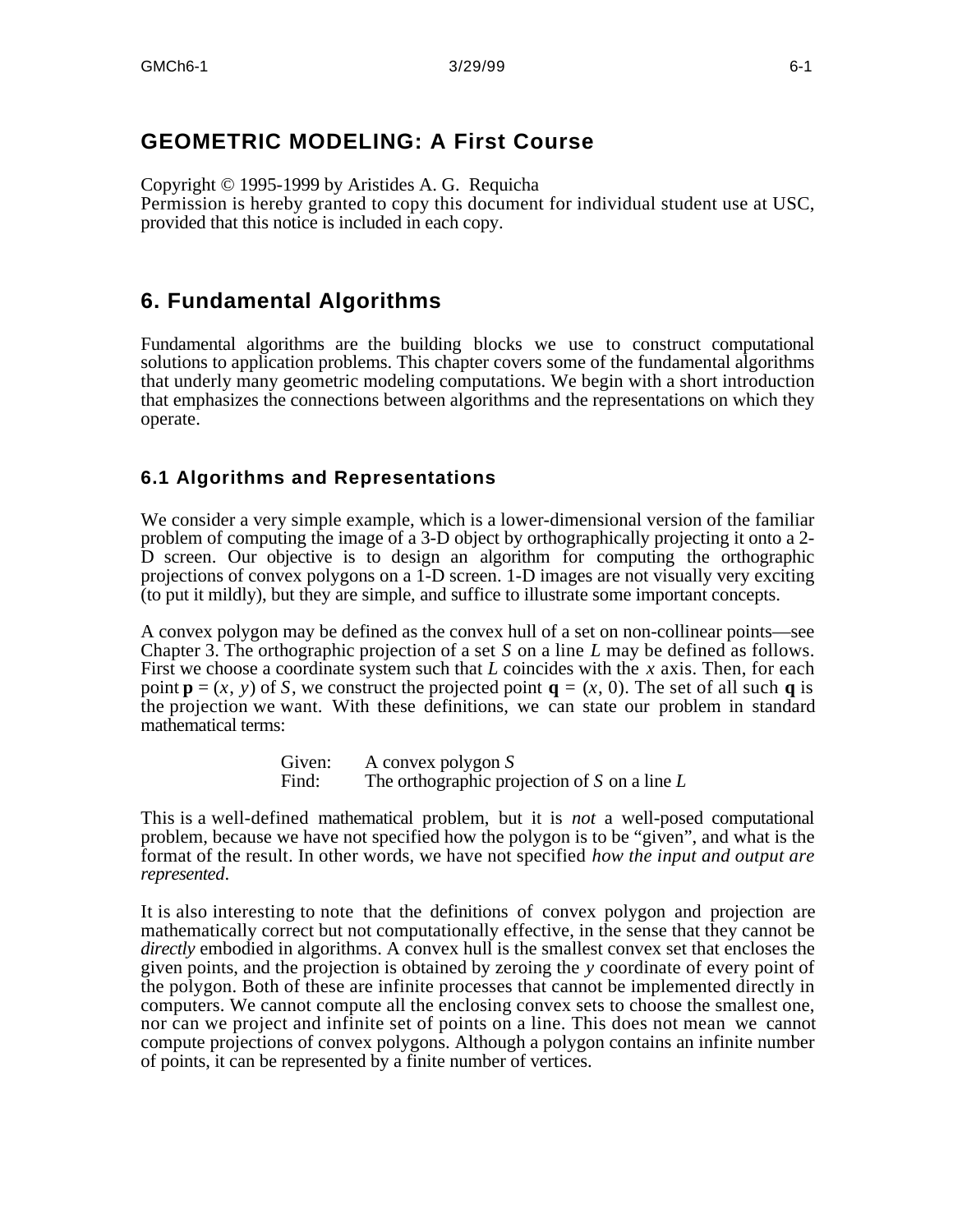# GEOMETRIC MODELING: A First Course

Copyright © 1995-1999 by Aristides A. G. Requicha
Permission is hereby granted to copy this document for individual student use at USC, provided that this notice is included in each copy.

# 6. Fundamental Algorithms

Fundamental algorithms are the building blocks we use to construct computational solutions to application problems. This chapter covers some of the fundamental algorithms that underly many geometric modeling computations. We begin with a short introduction that emphasizes the connections between algorithms and the representations on which they operate.

## 6.1 Algorithms and Representations

We consider a very simple example, which is a lower-dimensional version of the familiar problem of computing the image of a 3-D object by orthographically projecting it onto a 2-D screen. Our objective is to design an algorithm for computing the orthographic projections of convex polygons on a 1-D screen. 1-D images are not visually very exciting (to put it mildly), but they are simple, and suffice to illustrate some important concepts.

A convex polygon may be defined as the convex hull of a set on non-collinear points—see Chapter 3. The orthographic projection of a set $S$ on a line $L$ may be defined as follows. First we choose a coordinate system such that $L$ coincides with the $x$ axis. Then, for each point $\mathbf{p} = (x, y)$ of $S$, we construct the projected point $\mathbf{q} = (x, 0)$. The set of all such $\mathbf{q}$ is the projection we want. With these definitions, we can state our problem in standard mathematical terms:

Given: A convex polygon $S$
Find: The orthographic projection of $S$ on a line $L$

This is a well-defined mathematical problem, but it is *not* a well-posed computational problem, because we have not specified how the polygon is to be "given", and what is the format of the result. In other words, we have not specified *how the input and output are represented*.

It is also interesting to note that the definitions of convex polygon and projection are mathematically correct but not computationally effective, in the sense that they cannot be *directly* embodied in algorithms. A convex hull is the smallest convex set that encloses the given points, and the projection is obtained by zeroing the $y$ coordinate of every point of the polygon. Both of these are infinite processes that cannot be implemented directly in computers. We cannot compute all the enclosing convex sets to choose the smallest one, nor can we project and infinite set of points on a line. This does not mean we cannot compute projections of convex polygons. Although a polygon contains an infinite number of points, it can be represented by a finite number of vertices.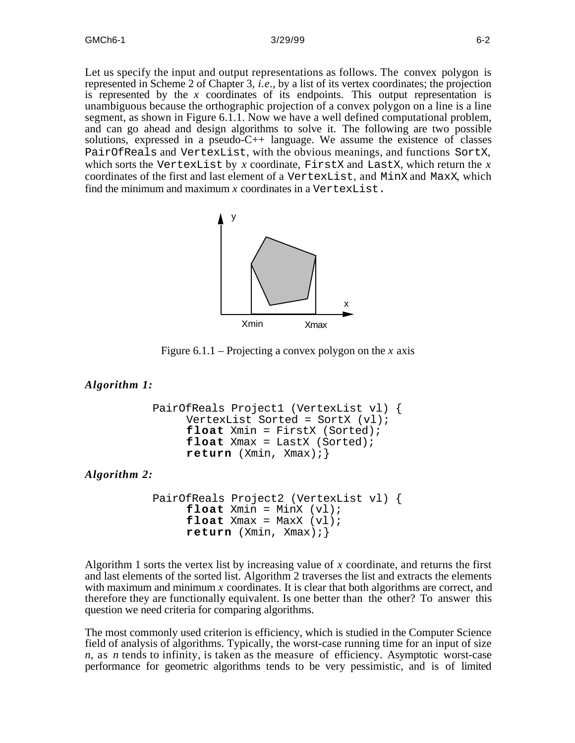Let us specify the input and output representations as follows. The convex polygon is represented in Scheme 2 of Chapter 3, *i.e.*, by a list of its vertex coordinates; the projection is represented by the *x* coordinates of its endpoints. This output representation is unambiguous because the orthographic projection of a convex polygon on a line is a line segment, as shown in Figure 6.1.1. Now we have a well defined computational problem, and can go ahead and design algorithms to solve it. The following are two possible solutions, expressed in a pseudo-C++ language. We assume the existence of classes `PairOfReals` and `VertexList`, with the obvious meanings, and functions `SortX`, which sorts the `VertexList` by *x* coordinate, `FirstX` and `LastX`, which return the *x* coordinates of the first and last element of a `VertexList`, and `MinX` and `MaxX`, which find the minimum and maximum *x* coordinates in a `VertexList`.

Figure 6.1.1 – Projecting a convex polygon on the *x* axis

***Algorithm 1:***

```
PairOfReals Project1 (VertexList vl) {
     VertexList Sorted = SortX (vl);
     float Xmin = FirstX (Sorted);
     float Xmax = LastX (Sorted);
     return (Xmin, Xmax);}
```

***Algorithm 2:***

```
PairOfReals Project2 (VertexList vl) {
     float Xmin = MinX (vl);
     float Xmax = MaxX (vl);
     return (Xmin, Xmax);}
```

Algorithm 1 sorts the vertex list by increasing value of *x* coordinate, and returns the first and last elements of the sorted list. Algorithm 2 traverses the list and extracts the elements with maximum and minimum *x* coordinates. It is clear that both algorithms are correct, and therefore they are functionally equivalent. Is one better than the other? To answer this question we need criteria for comparing algorithms.

The most commonly used criterion is efficiency, which is studied in the Computer Science field of analysis of algorithms. Typically, the worst-case running time for an input of size *n*, as *n* tends to infinity, is taken as the measure of efficiency. Asymptotic worst-case performance for geometric algorithms tends to be very pessimistic, and is of limited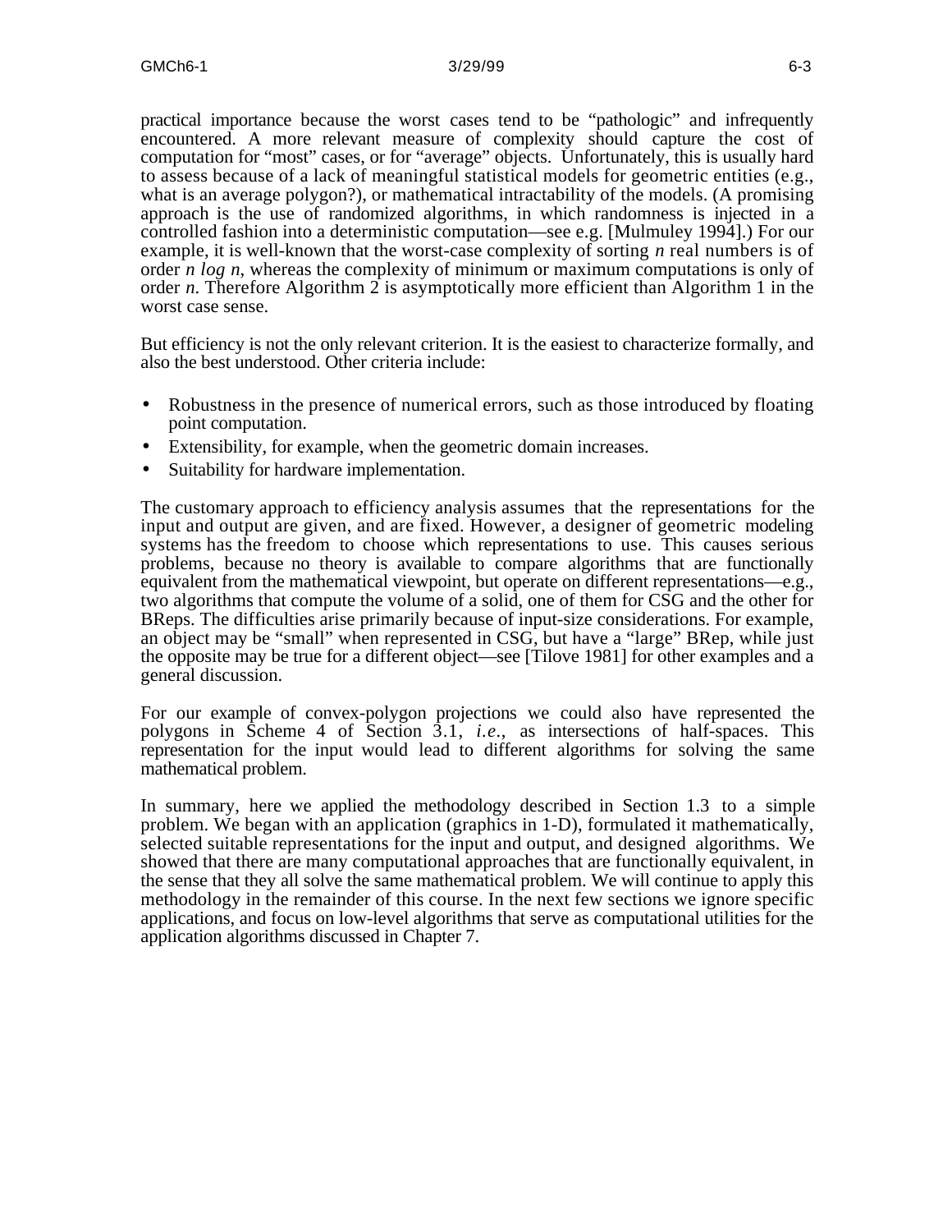practical importance because the worst cases tend to be "pathologic" and infrequently encountered. A more relevant measure of complexity should capture the cost of computation for "most" cases, or for "average" objects. Unfortunately, this is usually hard to assess because of a lack of meaningful statistical models for geometric entities (e.g., what is an average polygon?), or mathematical intractability of the models. (A promising approach is the use of randomized algorithms, in which randomness is injected in a controlled fashion into a deterministic computation—see e.g. [Mulmuley 1994].) For our example, it is well-known that the worst-case complexity of sorting $n$ real numbers is of order $n \log n$, whereas the complexity of minimum or maximum computations is only of order $n$. Therefore Algorithm 2 is asymptotically more efficient than Algorithm 1 in the worst case sense.

But efficiency is not the only relevant criterion. It is the easiest to characterize formally, and also the best understood. Other criteria include:

- Robustness in the presence of numerical errors, such as those introduced by floating point computation.
- Extensibility, for example, when the geometric domain increases.
- Suitability for hardware implementation.

The customary approach to efficiency analysis assumes that the representations for the input and output are given, and are fixed. However, a designer of geometric modeling systems has the freedom to choose which representations to use. This causes serious problems, because no theory is available to compare algorithms that are functionally equivalent from the mathematical viewpoint, but operate on different representations—e.g., two algorithms that compute the volume of a solid, one of them for CSG and the other for BReps. The difficulties arise primarily because of input-size considerations. For example, an object may be "small" when represented in CSG, but have a "large" BRep, while just the opposite may be true for a different object—see [Tilove 1981] for other examples and a general discussion.

For our example of convex-polygon projections we could also have represented the polygons in Scheme 4 of Section 3.1, *i.e.*, as intersections of half-spaces. This representation for the input would lead to different algorithms for solving the same mathematical problem.

In summary, here we applied the methodology described in Section 1.3 to a simple problem. We began with an application (graphics in 1-D), formulated it mathematically, selected suitable representations for the input and output, and designed algorithms. We showed that there are many computational approaches that are functionally equivalent, in the sense that they all solve the same mathematical problem. We will continue to apply this methodology in the remainder of this course. In the next few sections we ignore specific applications, and focus on low-level algorithms that serve as computational utilities for the application algorithms discussed in Chapter 7.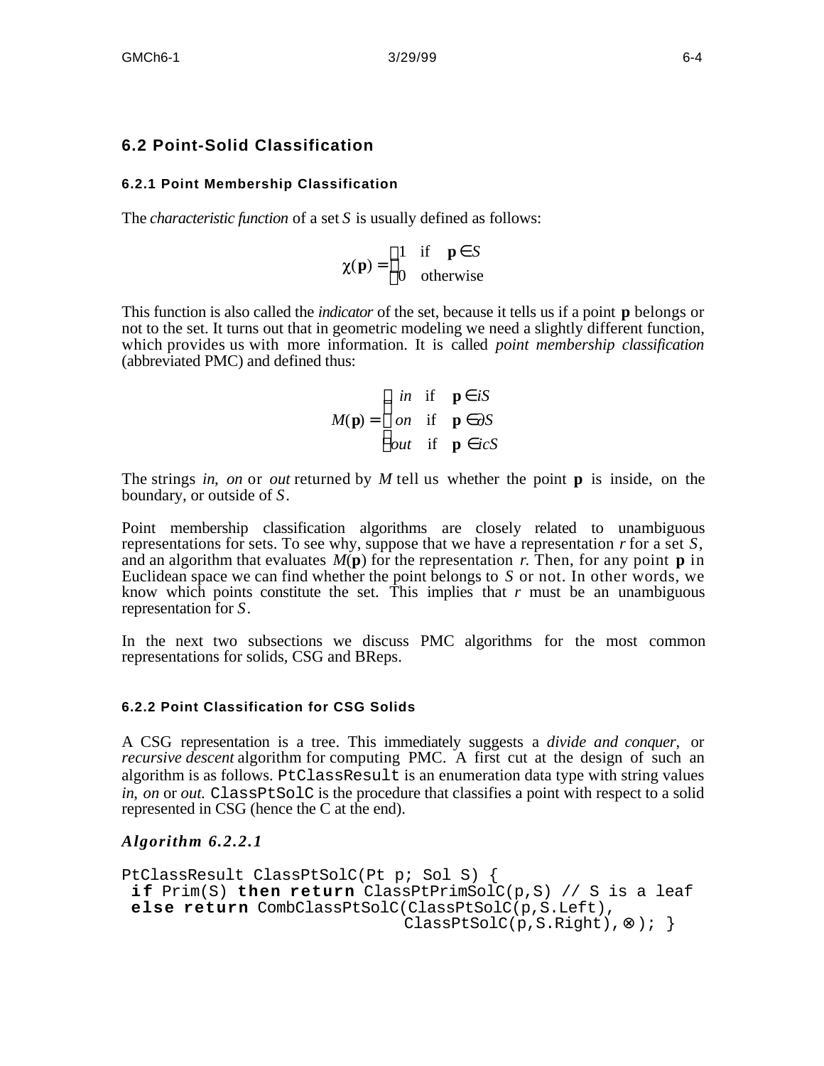## 6.2 Point-Solid Classification

### 6.2.1 Point Membership Classification

The *characteristic function* of a set $S$ is usually defined as follows:

$$\chi(\mathbf{p}) = \begin{cases} 1 & \text{if} \quad \mathbf{p} \in S \\ 0 & \text{otherwise} \end{cases}$$

This function is also called the *indicator* of the set, because it tells us if a point $\mathbf{p}$ belongs or not to the set. It turns out that in geometric modeling we need a slightly different function, which provides us with more information. It is called *point membership classification* (abbreviated PMC) and defined thus:

$$M(\mathbf{p}) = \begin{cases} in & \text{if} \quad \mathbf{p} \in iS \\ on & \text{if} \quad \mathbf{p} \in \partial S \\ out & \text{if} \quad \mathbf{p} \in icS \end{cases}$$

The strings *in*, *on* or *out* returned by $M$ tell us whether the point $\mathbf{p}$ is inside, on the boundary, or outside of $S$.

Point membership classification algorithms are closely related to unambiguous representations for sets. To see why, suppose that we have a representation $r$ for a set $S$, and an algorithm that evaluates $M(\mathbf{p})$ for the representation $r$. Then, for any point $\mathbf{p}$ in Euclidean space we can find whether the point belongs to $S$ or not. In other words, we know which points constitute the set. This implies that $r$ must be an unambiguous representation for $S$.

In the next two subsections we discuss PMC algorithms for the most common representations for solids, CSG and BReps.

### 6.2.2 Point Classification for CSG Solids

A CSG representation is a tree. This immediately suggests a *divide and conquer*, or *recursive descent* algorithm for computing PMC. A first cut at the design of such an algorithm is as follows. PtClassResult is an enumeration data type with string values *in*, *on* or *out*. ClassPtSolC is the procedure that classifies a point with respect to a solid represented in CSG (hence the C at the end).

***Algorithm 6.2.2.1***

```
PtClassResult ClassPtSolC(Pt p; Sol S) {
 if Prim(S) then return ClassPtPrimSolC(p,S) // S is a leaf
 else return CombClassPtSolC(ClassPtSolC(p,S.Left),
                             ClassPtSolC(p,S.Right),⊗); }
```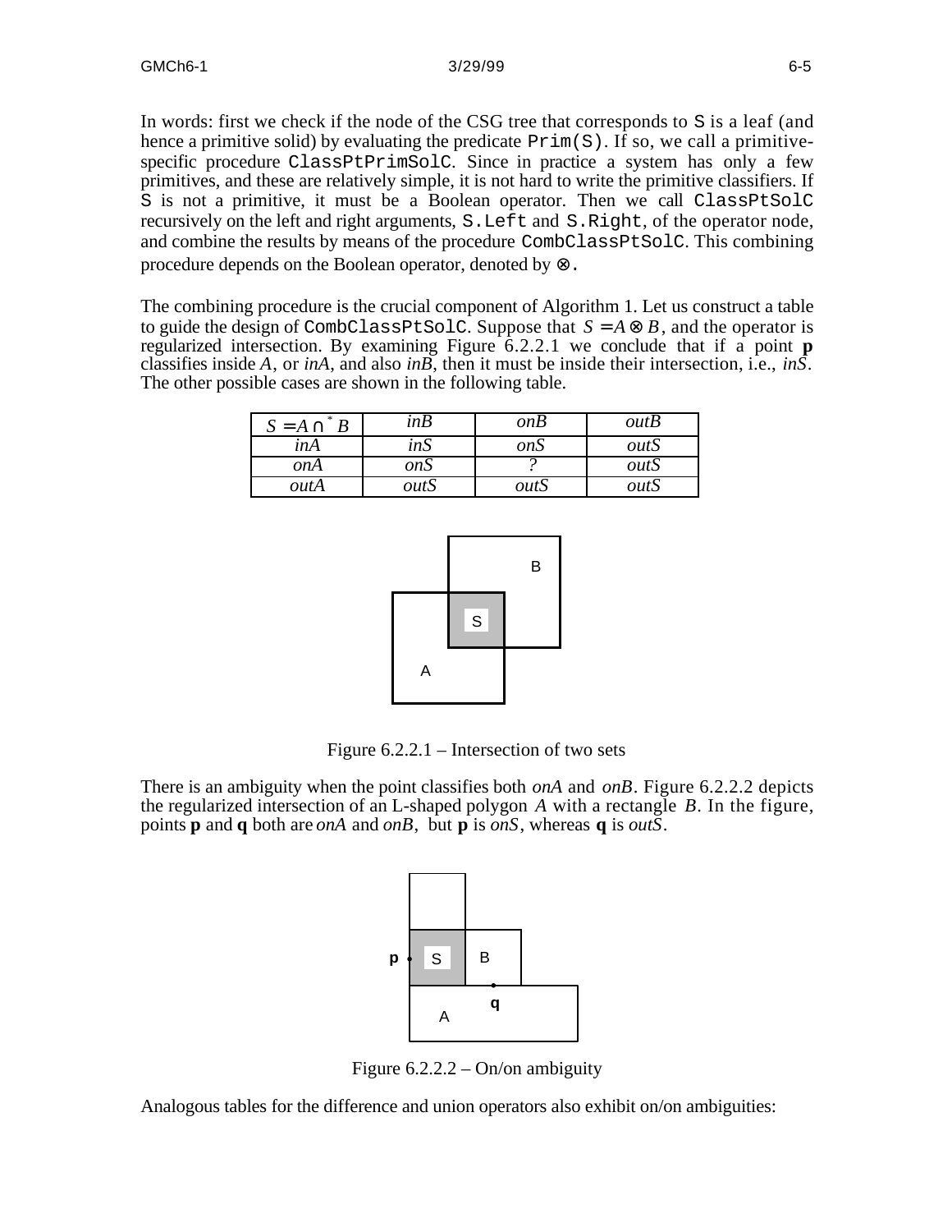In words: first we check if the node of the CSG tree that corresponds to `S` is a leaf (and hence a primitive solid) by evaluating the predicate `Prim(S)`. If so, we call a primitive-specific procedure `ClassPtPrimSolC`. Since in practice a system has only a few primitives, and these are relatively simple, it is not hard to write the primitive classifiers. If `S` is not a primitive, it must be a Boolean operator. Then we call `ClassPtSolC` recursively on the left and right arguments, `S.Left` and `S.Right`, of the operator node, and combine the results by means of the procedure `CombClassPtSolC`. This combining procedure depends on the Boolean operator, denoted by $\otimes$.

The combining procedure is the crucial component of Algorithm 1. Let us construct a table to guide the design of `CombClassPtSolC`. Suppose that $S = A \otimes B$, and the operator is regularized intersection. By examining Figure 6.2.2.1 we conclude that if a point **p** classifies inside $A$, or *inA*, and also *inB*, then it must be inside their intersection, i.e., *inS*. The other possible cases are shown in the following table.

| $S = A \cap^* B$ | *inB* | *onB* | *outB* |
|---|---|---|---|
| *inA* | *inS* | *onS* | *outS* |
| *onA* | *onS* | *?* | *outS* |
| *outA* | *outS* | *outS* | *outS* |

Figure 6.2.2.1 – Intersection of two sets

There is an ambiguity when the point classifies both *onA* and *onB*. Figure 6.2.2.2 depicts the regularized intersection of an L-shaped polygon $A$ with a rectangle $B$. In the figure, points **p** and **q** both are *onA* and *onB*, but **p** is *onS*, whereas **q** is *outS*.

Figure 6.2.2.2 – On/on ambiguity

Analogous tables for the difference and union operators also exhibit on/on ambiguities: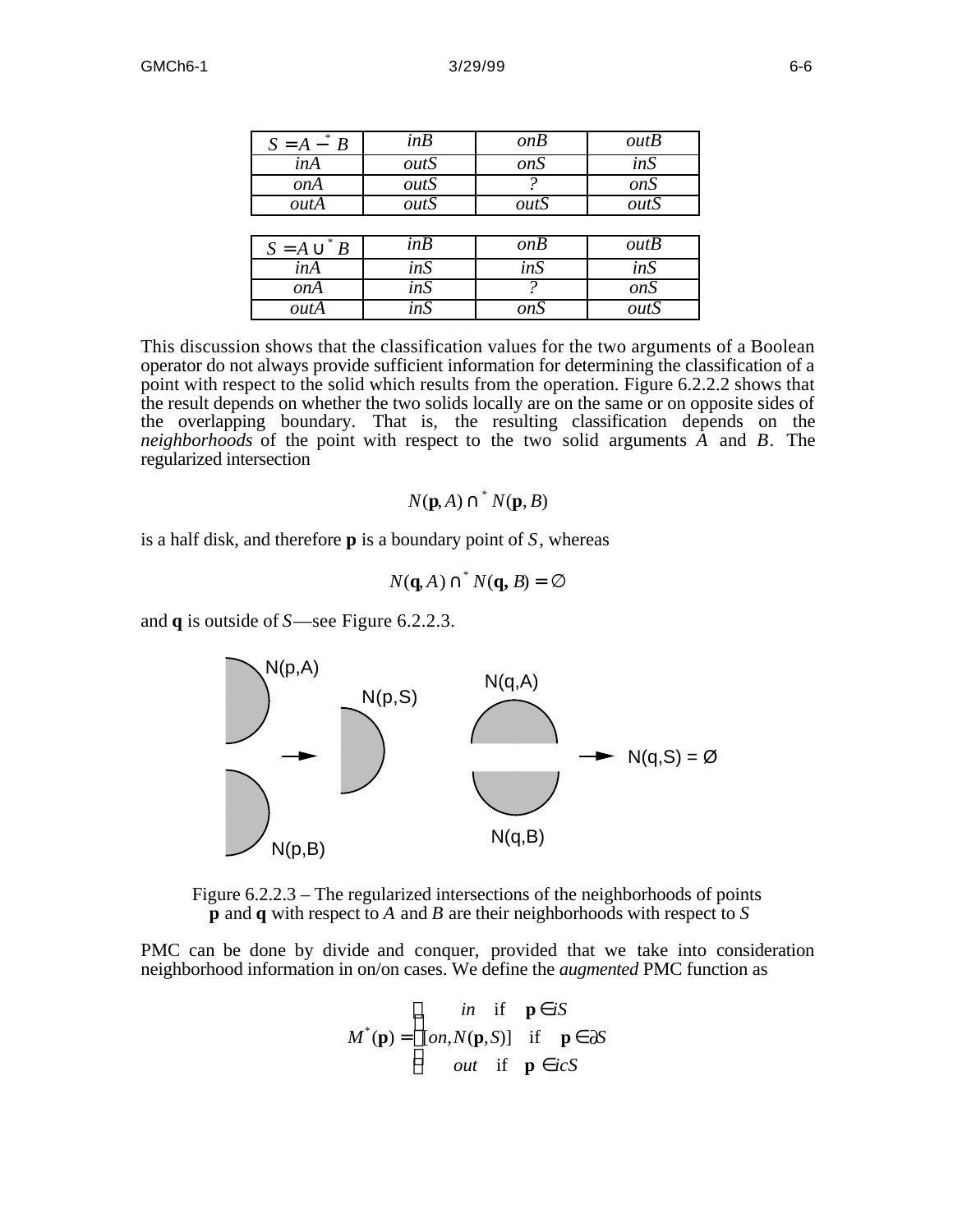| $S = A -^* B$ | *inB* | *onB* | *outB* |
|---|---|---|---|
| *inA* | *outS* | *onS* | *inS* |
| *onA* | *outS* | *?* | *onS* |
| *outA* | *outS* | *outS* | *outS* |

| $S = A \cup^* B$ | *inB* | *onB* | *outB* |
|---|---|---|---|
| *inA* | *inS* | *inS* | *inS* |
| *onA* | *inS* | *?* | *onS* |
| *outA* | *inS* | *onS* | *outS* |

This discussion shows that the classification values for the two arguments of a Boolean operator do not always provide sufficient information for determining the classification of a point with respect to the solid which results from the operation. Figure 6.2.2.2 shows that the result depends on whether the two solids locally are on the same or on opposite sides of the overlapping boundary. That is, the resulting classification depends on the *neighborhoods* of the point with respect to the two solid arguments $A$ and $B$. The regularized intersection

$$N(\mathbf{p}, A) \cap^* N(\mathbf{p}, B)$$

is a half disk, and therefore $\mathbf{p}$ is a boundary point of $S$, whereas

$$N(\mathbf{q}, A) \cap^* N(\mathbf{q}, B) = \emptyset$$

and $\mathbf{q}$ is outside of $S$—see Figure 6.2.2.3.

Figure 6.2.2.3 – The regularized intersections of the neighborhoods of points **p** and **q** with respect to $A$ and $B$ are their neighborhoods with respect to $S$

PMC can be done by divide and conquer, provided that we take into consideration neighborhood information in on/on cases. We define the *augmented* PMC function as

$$M^*(\mathbf{p}) = \begin{cases} in & \text{if} \quad \mathbf{p} \in iS \\ [on, N(\mathbf{p}, S)] & \text{if} \quad \mathbf{p} \in \partial S \\ out & \text{if} \quad \mathbf{p} \in icS \end{cases}$$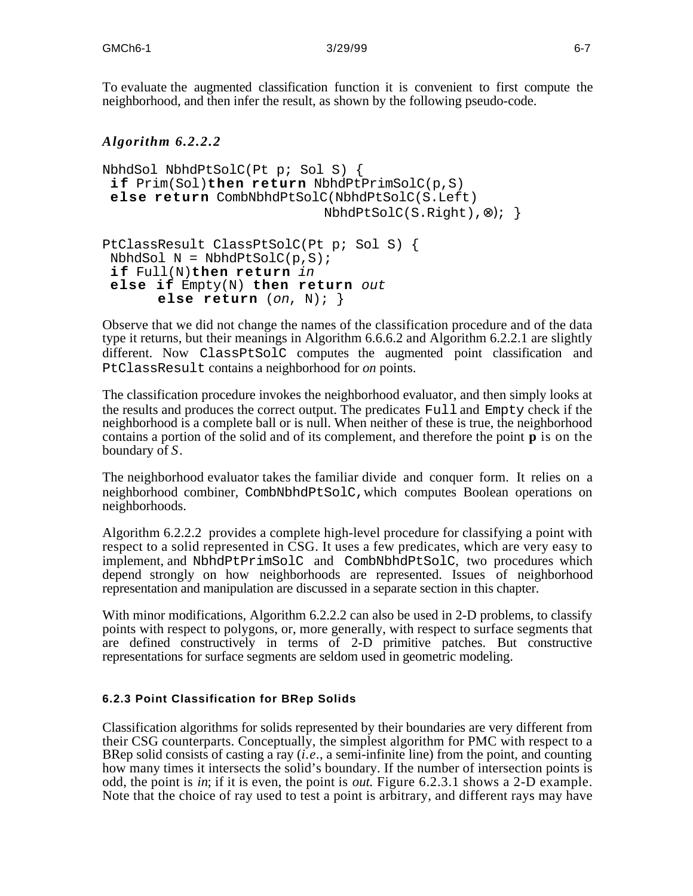To evaluate the augmented classification function it is convenient to first compute the neighborhood, and then infer the result, as shown by the following pseudo-code.

### *Algorithm 6.2.2.2*

```
NbhdSol NbhdPtSolC(Pt p; Sol S) {
 if Prim(Sol)then return NbhdPtPrimSolC(p,S)
 else return CombNbhdPtSolC(NbhdPtSolC(S.Left)
                            NbhdPtSolC(S.Right),⊗); }

PtClassResult ClassPtSolC(Pt p; Sol S) {
 NbhdSol N = NbhdPtSolC(p,S);
 if Full(N)then return in
 else if Empty(N) then return out
       else return (on, N); }
```

Observe that we did not change the names of the classification procedure and of the data type it returns, but their meanings in Algorithm 6.6.6.2 and Algorithm 6.2.2.1 are slightly different. Now `ClassPtSolC` computes the augmented point classification and `PtClassResult` contains a neighborhood for *on* points.

The classification procedure invokes the neighborhood evaluator, and then simply looks at the results and produces the correct output. The predicates `Full` and `Empty` check if the neighborhood is a complete ball or is null. When neither of these is true, the neighborhood contains a portion of the solid and of its complement, and therefore the point **p** is on the boundary of *S*.

The neighborhood evaluator takes the familiar divide and conquer form. It relies on a neighborhood combiner, `CombNbhdPtSolC`, which computes Boolean operations on neighborhoods.

Algorithm 6.2.2.2 provides a complete high-level procedure for classifying a point with respect to a solid represented in CSG. It uses a few predicates, which are very easy to implement, and `NbhdPtPrimSolC` and `CombNbhdPtSolC`, two procedures which depend strongly on how neighborhoods are represented. Issues of neighborhood representation and manipulation are discussed in a separate section in this chapter.

With minor modifications, Algorithm 6.2.2.2 can also be used in 2-D problems, to classify points with respect to polygons, or, more generally, with respect to surface segments that are defined constructively in terms of 2-D primitive patches. But constructive representations for surface segments are seldom used in geometric modeling.

#### 6.2.3 Point Classification for BRep Solids

Classification algorithms for solids represented by their boundaries are very different from their CSG counterparts. Conceptually, the simplest algorithm for PMC with respect to a BRep solid consists of casting a ray (*i.e.*, a semi-infinite line) from the point, and counting how many times it intersects the solid's boundary. If the number of intersection points is odd, the point is *in*; if it is even, the point is *out.* Figure 6.2.3.1 shows a 2-D example. Note that the choice of ray used to test a point is arbitrary, and different rays may have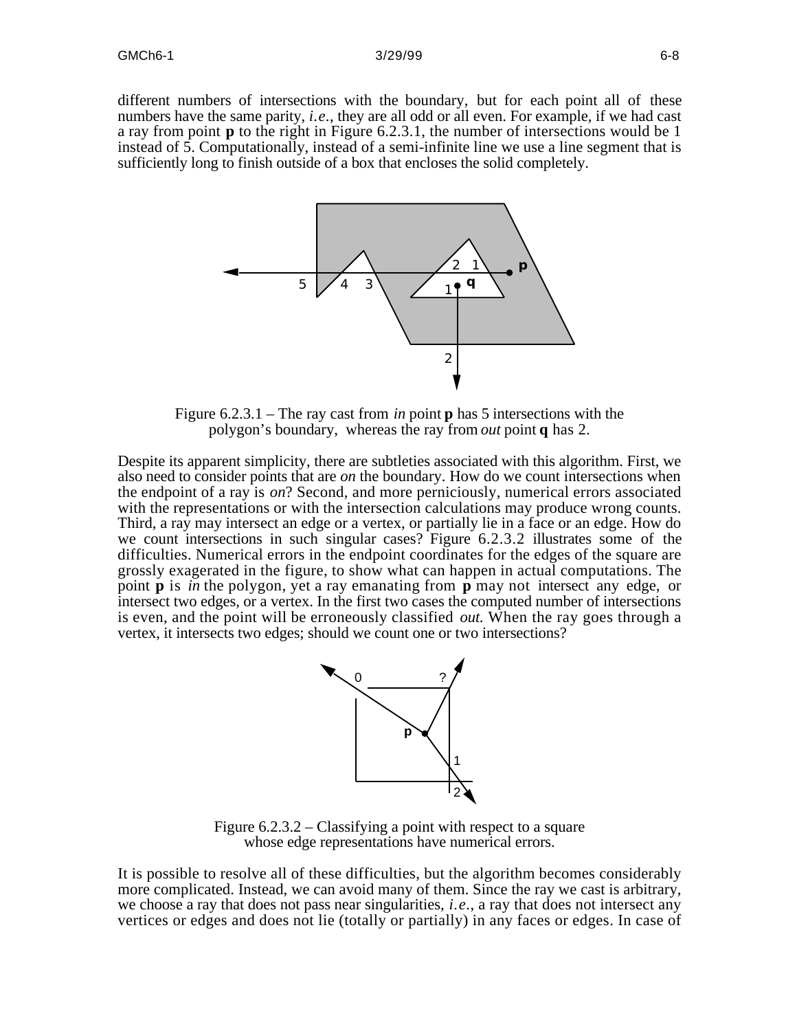different numbers of intersections with the boundary, but for each point all of these numbers have the same parity, *i.e.*, they are all odd or all even. For example, if we had cast a ray from point **p** to the right in Figure 6.2.3.1, the number of intersections would be 1 instead of 5. Computationally, instead of a semi-infinite line we use a line segment that is sufficiently long to finish outside of a box that encloses the solid completely.

Figure 6.2.3.1 – The ray cast from *in* point **p** has 5 intersections with the polygon's boundary, whereas the ray from *out* point **q** has 2.

Despite its apparent simplicity, there are subtleties associated with this algorithm. First, we also need to consider points that are *on* the boundary. How do we count intersections when the endpoint of a ray is *on*? Second, and more perniciously, numerical errors associated with the representations or with the intersection calculations may produce wrong counts. Third, a ray may intersect an edge or a vertex, or partially lie in a face or an edge. How do we count intersections in such singular cases? Figure 6.2.3.2 illustrates some of the difficulties. Numerical errors in the endpoint coordinates for the edges of the square are grossly exagerated in the figure, to show what can happen in actual computations. The point **p** is *in* the polygon, yet a ray emanating from **p** may not intersect any edge, or intersect two edges, or a vertex. In the first two cases the computed number of intersections is even, and the point will be erroneously classified *out.* When the ray goes through a vertex, it intersects two edges; should we count one or two intersections?

Figure 6.2.3.2 – Classifying a point with respect to a square whose edge representations have numerical errors.

It is possible to resolve all of these difficulties, but the algorithm becomes considerably more complicated. Instead, we can avoid many of them. Since the ray we cast is arbitrary, we choose a ray that does not pass near singularities, *i.e.*, a ray that does not intersect any vertices or edges and does not lie (totally or partially) in any faces or edges. In case of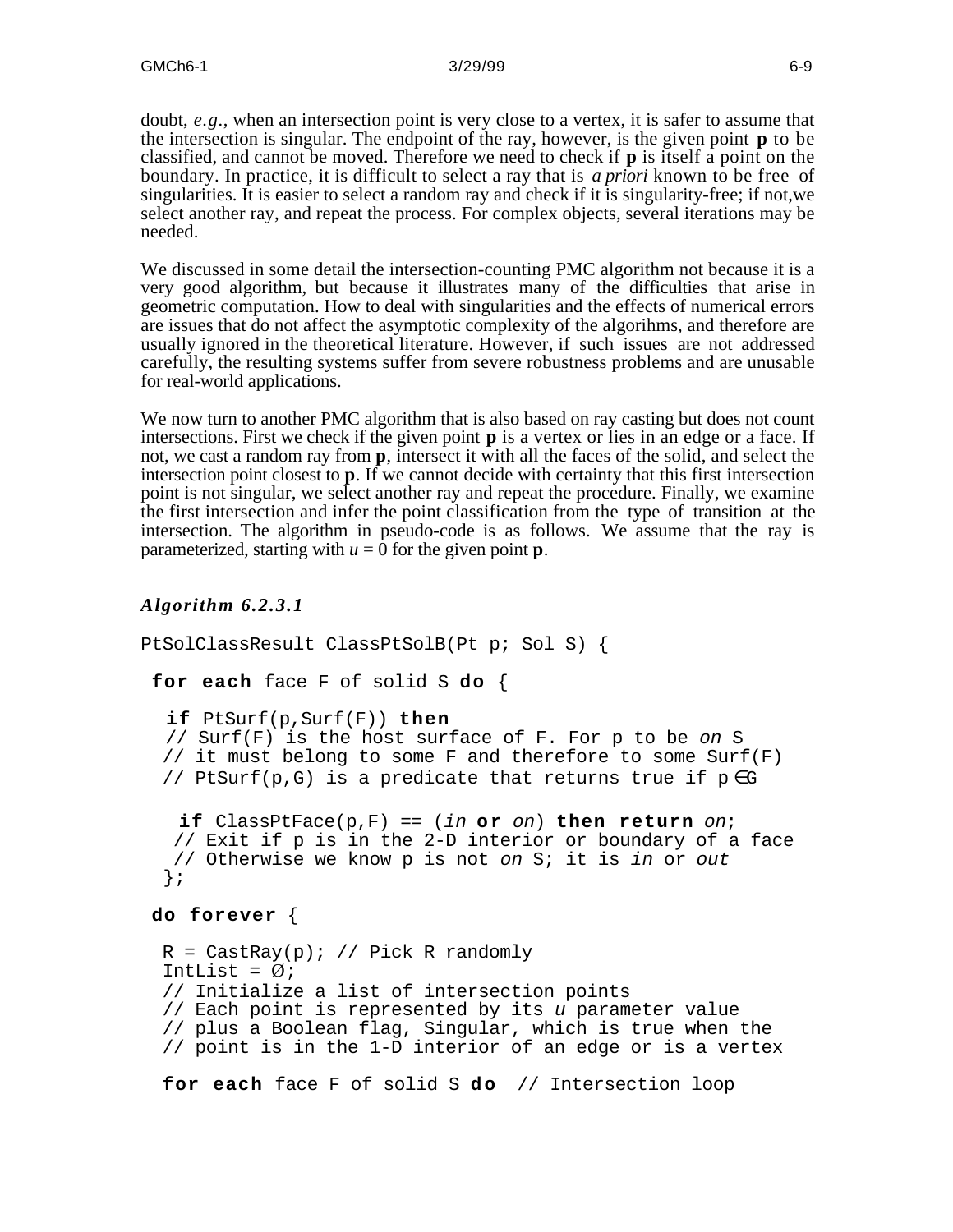doubt, *e.g.*, when an intersection point is very close to a vertex, it is safer to assume that the intersection is singular. The endpoint of the ray, however, is the given point **p** to be classified, and cannot be moved. Therefore we need to check if **p** is itself a point on the boundary. In practice, it is difficult to select a ray that is *a priori* known to be free of singularities. It is easier to select a random ray and check if it is singularity-free; if not,we select another ray, and repeat the process. For complex objects, several iterations may be needed.

We discussed in some detail the intersection-counting PMC algorithm not because it is a very good algorithm, but because it illustrates many of the difficulties that arise in geometric computation. How to deal with singularities and the effects of numerical errors are issues that do not affect the asymptotic complexity of the algorihms, and therefore are usually ignored in the theoretical literature. However, if such issues are not addressed carefully, the resulting systems suffer from severe robustness problems and are unusable for real-world applications.

We now turn to another PMC algorithm that is also based on ray casting but does not count intersections. First we check if the given point **p** is a vertex or lies in an edge or a face. If not, we cast a random ray from **p**, intersect it with all the faces of the solid, and select the intersection point closest to **p**. If we cannot decide with certainty that this first intersection point is not singular, we select another ray and repeat the procedure. Finally, we examine the first intersection and infer the point classification from the type of transition at the intersection. The algorithm in pseudo-code is as follows. We assume that the ray is parameterized, starting with $u = 0$ for the given point **p**.

### *Algorithm 6.2.3.1*

```
PtSolClassResult ClassPtSolB(Pt p; Sol S) {

 for each face F of solid S do {

  if PtSurf(p,Surf(F)) then
  // Surf(F) is the host surface of F. For p to be on S
  // it must belong to some F and therefore to some Surf(F)
  // PtSurf(p,G) is a predicate that returns true if p∈G

   if ClassPtFace(p,F) == (in or on) then return on;
   // Exit if p is in the 2-D interior or boundary of a face
   // Otherwise we know p is not on S; it is in or out
  };

 do forever {

  R = CastRay(p); // Pick R randomly
  IntList = Ø;
  // Initialize a list of intersection points
  // Each point is represented by its u parameter value
  // plus a Boolean flag, Singular, which is true when the
  // point is in the 1-D interior of an edge or is a vertex

  for each face F of solid S do  // Intersection loop
```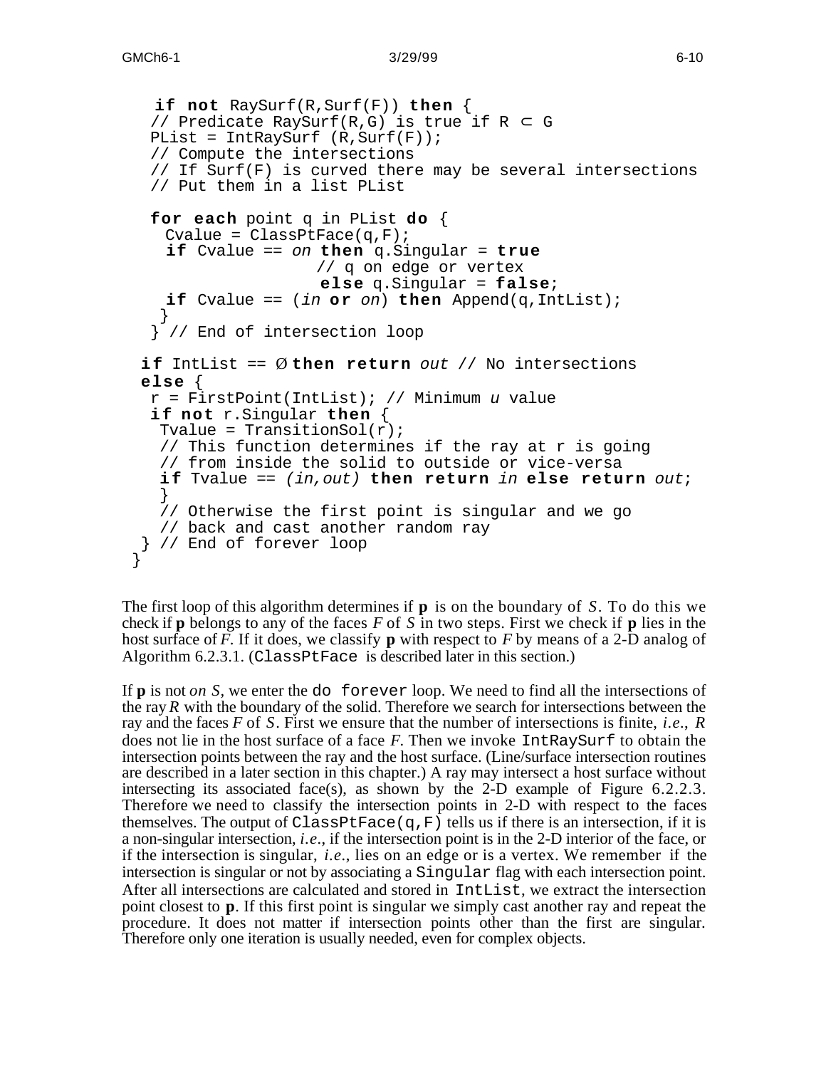```
   if not RaySurf(R,Surf(F)) then {
  // Predicate RaySurf(R,G) is true if R ⊂ G
  PList = IntRaySurf (R,Surf(F));
  // Compute the intersections
  // If Surf(F) is curved there may be several intersections
  // Put them in a list PList

  for each point q in PList do {
    Cvalue = ClassPtFace(q,F);
    if Cvalue == on then q.Singular = true
                   // q on edge or vertex
                   else q.Singular = false;
    if Cvalue == (in or on) then Append(q,IntList);
   }
  } // End of intersection loop

 if IntList == Ø then return out // No intersections
 else {
  r = FirstPoint(IntList); // Minimum u value
  if not r.Singular then {
   Tvalue = TransitionSol(r);
   // This function determines if the ray at r is going
   // from inside the solid to outside or vice-versa
   if Tvalue == (in,out) then return in else return out;
   }
   // Otherwise the first point is singular and we go
   // back and cast another random ray
 } // End of forever loop
}
```

The first loop of this algorithm determines if **p** is on the boundary of *S*. To do this we check if **p** belongs to any of the faces *F* of *S* in two steps. First we check if **p** lies in the host surface of *F*. If it does, we classify **p** with respect to *F* by means of a 2-D analog of Algorithm 6.2.3.1. (`ClassPtFace` is described later in this section.)

If **p** is not *on S*, we enter the `do forever` loop. We need to find all the intersections of the ray *R* with the boundary of the solid. Therefore we search for intersections between the ray and the faces *F* of *S*. First we ensure that the number of intersections is finite, *i.e.*, *R* does not lie in the host surface of a face *F*. Then we invoke `IntRaySurf` to obtain the intersection points between the ray and the host surface. (Line/surface intersection routines are described in a later section in this chapter.) A ray may intersect a host surface without intersecting its associated face(s), as shown by the 2-D example of Figure 6.2.2.3. Therefore we need to classify the intersection points in 2-D with respect to the faces themselves. The output of `ClassPtFace(q,F)` tells us if there is an intersection, if it is a non-singular intersection, *i.e.*, if the intersection point is in the 2-D interior of the face, or if the intersection is singular, *i.e.*, lies on an edge or is a vertex. We remember if the intersection is singular or not by associating a `Singular` flag with each intersection point. After all intersections are calculated and stored in `IntList`, we extract the intersection point closest to **p**. If this first point is singular we simply cast another ray and repeat the procedure. It does not matter if intersection points other than the first are singular. Therefore only one iteration is usually needed, even for complex objects.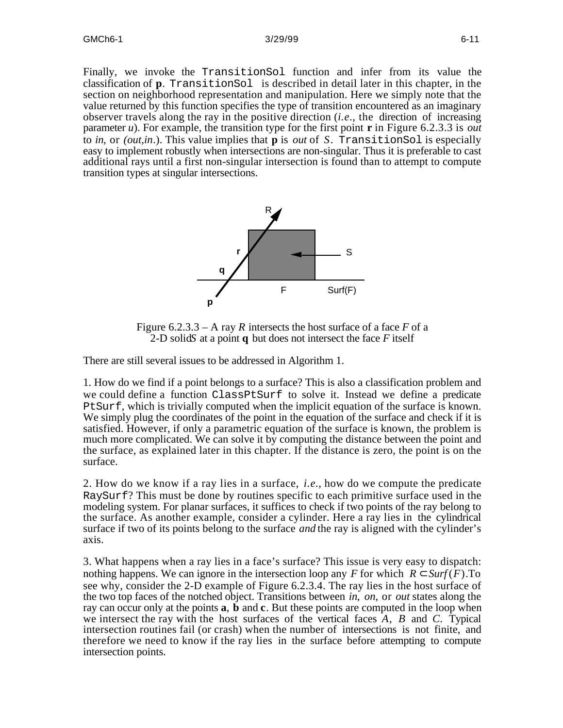Finally, we invoke the `TransitionSol` function and infer from its value the classification of **p**. `TransitionSol` is described in detail later in this chapter, in the section on neighborhood representation and manipulation. Here we simply note that the value returned by this function specifies the type of transition encountered as an imaginary observer travels along the ray in the positive direction (*i.e.*, the direction of increasing parameter *u*). For example, the transition type for the first point **r** in Figure 6.2.3.3 is *out* to *in*, or *(out,in.*). This value implies that **p** is *out* of *S*. `TransitionSol` is especially easy to implement robustly when intersections are non-singular. Thus it is preferable to cast additional rays until a first non-singular intersection is found than to attempt to compute transition types at singular intersections.

Figure 6.2.3.3 – A ray *R* intersects the host surface of a face *F* of a 2-D solid *S* at a point **q** but does not intersect the face *F* itself

There are still several issues to be addressed in Algorithm 1.

1. How do we find if a point belongs to a surface? This is also a classification problem and we could define a function `ClassPtSurf` to solve it. Instead we define a predicate `PtSurf`, which is trivially computed when the implicit equation of the surface is known. We simply plug the coordinates of the point in the equation of the surface and check if it is satisfied. However, if only a parametric equation of the surface is known, the problem is much more complicated. We can solve it by computing the distance between the point and the surface, as explained later in this chapter. If the distance is zero, the point is on the surface.

2. How do we know if a ray lies in a surface, *i.e.*, how do we compute the predicate `RaySurf`? This must be done by routines specific to each primitive surface used in the modeling system. For planar surfaces, it suffices to check if two points of the ray belong to the surface. As another example, consider a cylinder. Here a ray lies in the cylindrical surface if two of its points belong to the surface *and* the ray is aligned with the cylinder's axis.

3. What happens when a ray lies in a face's surface? This issue is very easy to dispatch: nothing happens. We can ignore in the intersection loop any *F* for which $R \subset Surf(F)$. To see why, consider the 2-D example of Figure 6.2.3.4. The ray lies in the host surface of the two top faces of the notched object. Transitions between *in*, *on*, or *out* states along the ray can occur only at the points **a**, **b** and **c**. But these points are computed in the loop when we intersect the ray with the host surfaces of the vertical faces *A*, *B* and *C*. Typical intersection routines fail (or crash) when the number of intersections is not finite, and therefore we need to know if the ray lies in the surface before attempting to compute intersection points.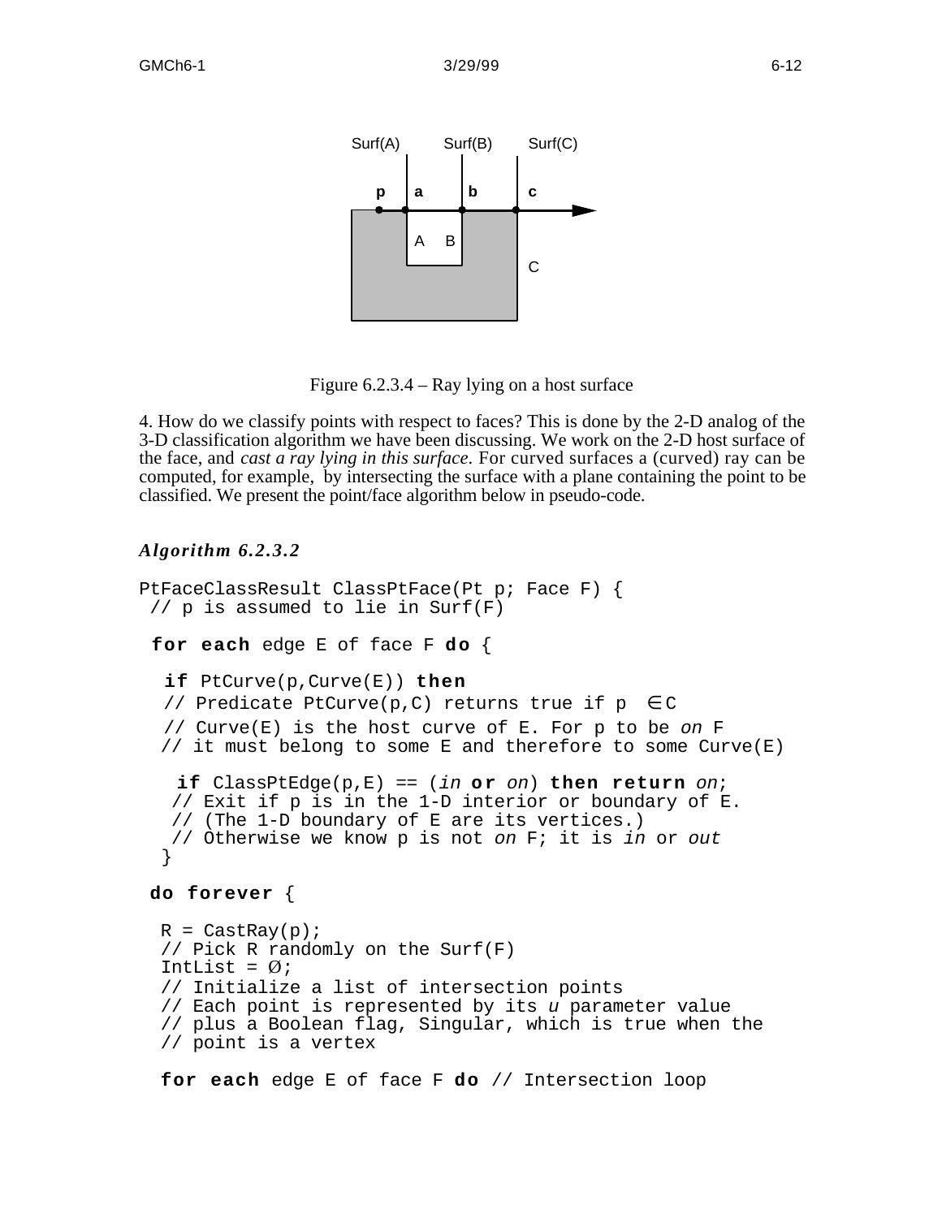Figure 6.2.3.4 – Ray lying on a host surface

4. How do we classify points with respect to faces? This is done by the 2-D analog of the 3-D classification algorithm we have been discussing. We work on the 2-D host surface of the face, and *cast a ray lying in this surface.* For curved surfaces a (curved) ray can be computed, for example, by intersecting the surface with a plane containing the point to be classified. We present the point/face algorithm below in pseudo-code.

***Algorithm 6.2.3.2***

```
PtFaceClassResult ClassPtFace(Pt p; Face F) {
 // p is assumed to lie in Surf(F)

  for each edge E of face F do {

    if PtCurve(p,Curve(E)) then
    // Predicate PtCurve(p,C) returns true if p  ∈ C
    // Curve(E) is the host curve of E. For p to be on F
   // it must belong to some E and therefore to some Curve(E)

     if ClassPtEdge(p,E) == (in or on) then return on;
    // Exit if p is in the 1-D interior or boundary of E.
    // (The 1-D boundary of E are its vertices.)
    // Otherwise we know p is not on F; it is in or out
   }

  do forever {

   R = CastRay(p);
   // Pick R randomly on the Surf(F)
   IntList = Ø;
   // Initialize a list of intersection points
   // Each point is represented by its u parameter value
   // plus a Boolean flag, Singular, which is true when the
   // point is a vertex

   for each edge E of face F do // Intersection loop
```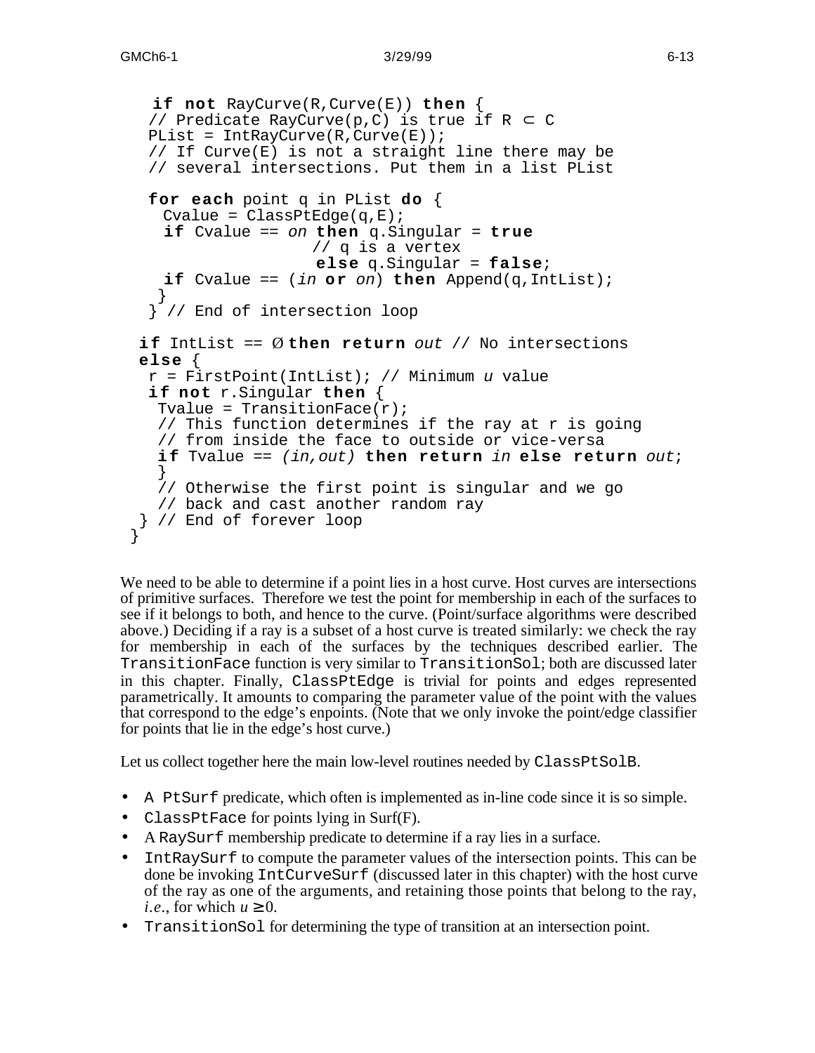```
  if not RayCurve(R,Curve(E)) then {
  // Predicate RayCurve(p,C) is true if R ⊂ C
  PList = IntRayCurve(R,Curve(E));
  // If Curve(E) is not a straight line there may be
  // several intersections. Put them in a list PList

  for each point q in PList do {
    Cvalue = ClassPtEdge(q,E);
    if Cvalue == on then q.Singular = true
                   // q is a vertex
                   else q.Singular = false;
    if Cvalue == (in or on) then Append(q,IntList);
   }
  } // End of intersection loop

 if IntList == Ø then return out // No intersections
 else {
  r = FirstPoint(IntList); // Minimum u value
  if not r.Singular then {
   Tvalue = TransitionFace(r);
   // This function determines if the ray at r is going
   // from inside the face to outside or vice-versa
   if Tvalue == (in,out) then return in else return out;
   }
   // Otherwise the first point is singular and we go
   // back and cast another random ray
 } // End of forever loop
}
```

We need to be able to determine if a point lies in a host curve. Host curves are intersections of primitive surfaces. Therefore we test the point for membership in each of the surfaces to see if it belongs to both, and hence to the curve. (Point/surface algorithms were described above.) Deciding if a ray is a subset of a host curve is treated similarly: we check the ray for membership in each of the surfaces by the techniques described earlier. The `TransitionFace` function is very similar to `TransitionSol`; both are discussed later in this chapter. Finally, `ClassPtEdge` is trivial for points and edges represented parametrically. It amounts to comparing the parameter value of the point with the values that correspond to the edge's enpoints. (Note that we only invoke the point/edge classifier for points that lie in the edge's host curve.)

Let us collect together here the main low-level routines needed by `ClassPtSolB`.

- A `PtSurf` predicate, which often is implemented as in-line code since it is so simple.
- `ClassPtFace` for points lying in Surf(F).
- A `RaySurf` membership predicate to determine if a ray lies in a surface.
- `IntRaySurf` to compute the parameter values of the intersection points. This can be done be invoking `IntCurveSurf` (discussed later in this chapter) with the host curve of the ray as one of the arguments, and retaining those points that belong to the ray, *i.e.*, for which $u \geq 0$.
- `TransitionSol` for determining the type of transition at an intersection point.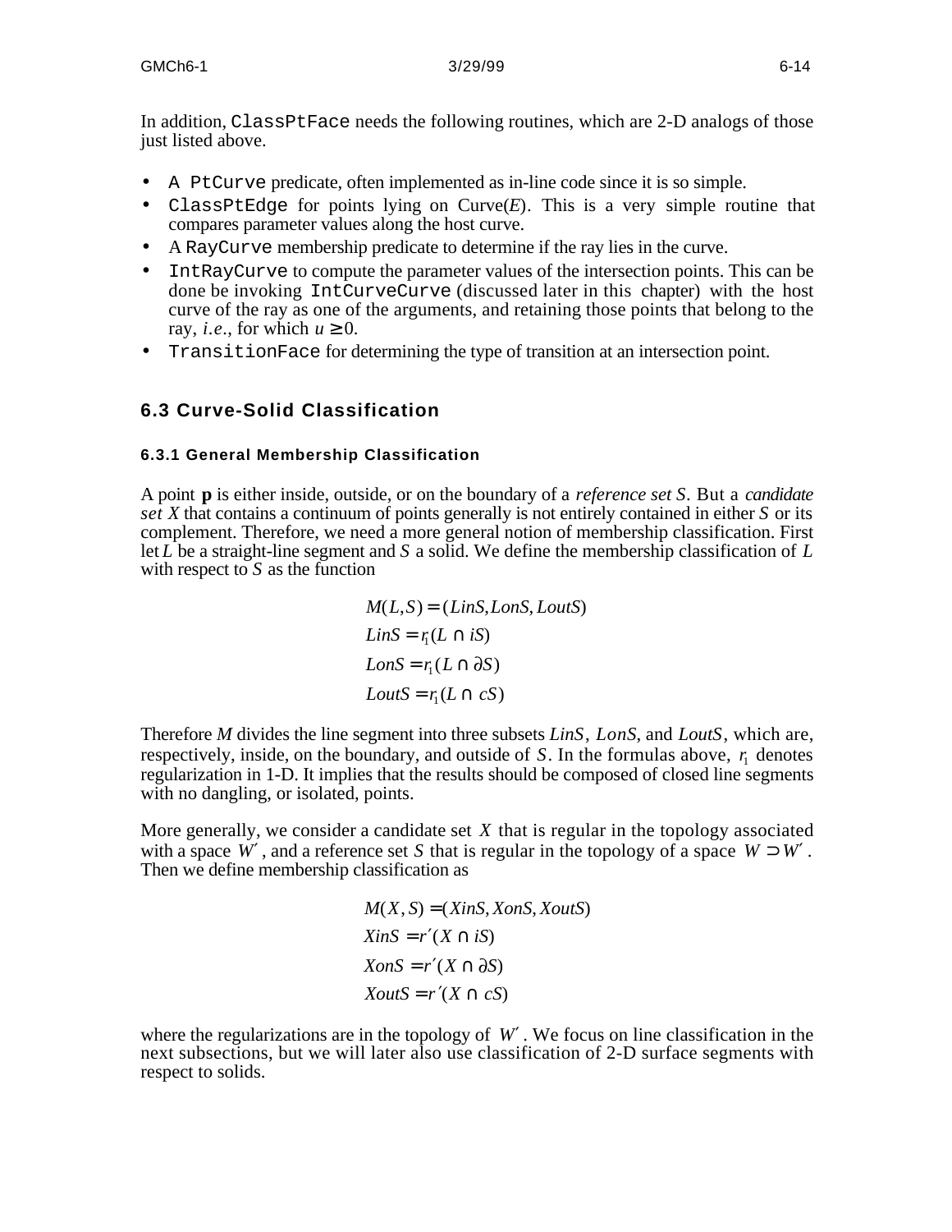In addition, `ClassPtFace` needs the following routines, which are 2-D analogs of those just listed above.

- A `PtCurve` predicate, often implemented as in-line code since it is so simple.
- `ClassPtEdge` for points lying on Curve($E$). This is a very simple routine that compares parameter values along the host curve.
- A `RayCurve` membership predicate to determine if the ray lies in the curve.
- `IntRayCurve` to compute the parameter values of the intersection points. This can be done be invoking `IntCurveCurve` (discussed later in this chapter) with the host curve of the ray as one of the arguments, and retaining those points that belong to the ray, *i.e.*, for which $u \geq 0$.
- `TransitionFace` for determining the type of transition at an intersection point.

## 6.3 Curve-Solid Classification

### 6.3.1 General Membership Classification

A point **p** is either inside, outside, or on the boundary of a *reference set* $S$. But a *candidate set* $X$ that contains a continuum of points generally is not entirely contained in either $S$ or its complement. Therefore, we need a more general notion of membership classification. First let $L$ be a straight-line segment and $S$ a solid. We define the membership classification of $L$ with respect to $S$ as the function

$$
\begin{aligned}
&M(L,S) = (LinS, LonS, LoutS)\\
&LinS = r_1(L \cap iS)\\
&LonS = r_1(L \cap \partial S)\\
&LoutS = r_1(L \cap cS)
\end{aligned}
$$

Therefore $M$ divides the line segment into three subsets $LinS$, $LonS$, and $LoutS$, which are, respectively, inside, on the boundary, and outside of $S$. In the formulas above, $r_1$ denotes regularization in 1-D. It implies that the results should be composed of closed line segments with no dangling, or isolated, points.

More generally, we consider a candidate set $X$ that is regular in the topology associated with a space $W'$, and a reference set $S$ that is regular in the topology of a space $W \supset W'$. Then we define membership classification as

$$
\begin{aligned}
&M(X,S) = (XinS, XonS, XoutS)\\
&XinS = r'(X \cap iS)\\
&XonS = r'(X \cap \partial S)\\
&XoutS = r'(X \cap cS)
\end{aligned}
$$

where the regularizations are in the topology of $W'$. We focus on line classification in the next subsections, but we will later also use classification of 2-D surface segments with respect to solids.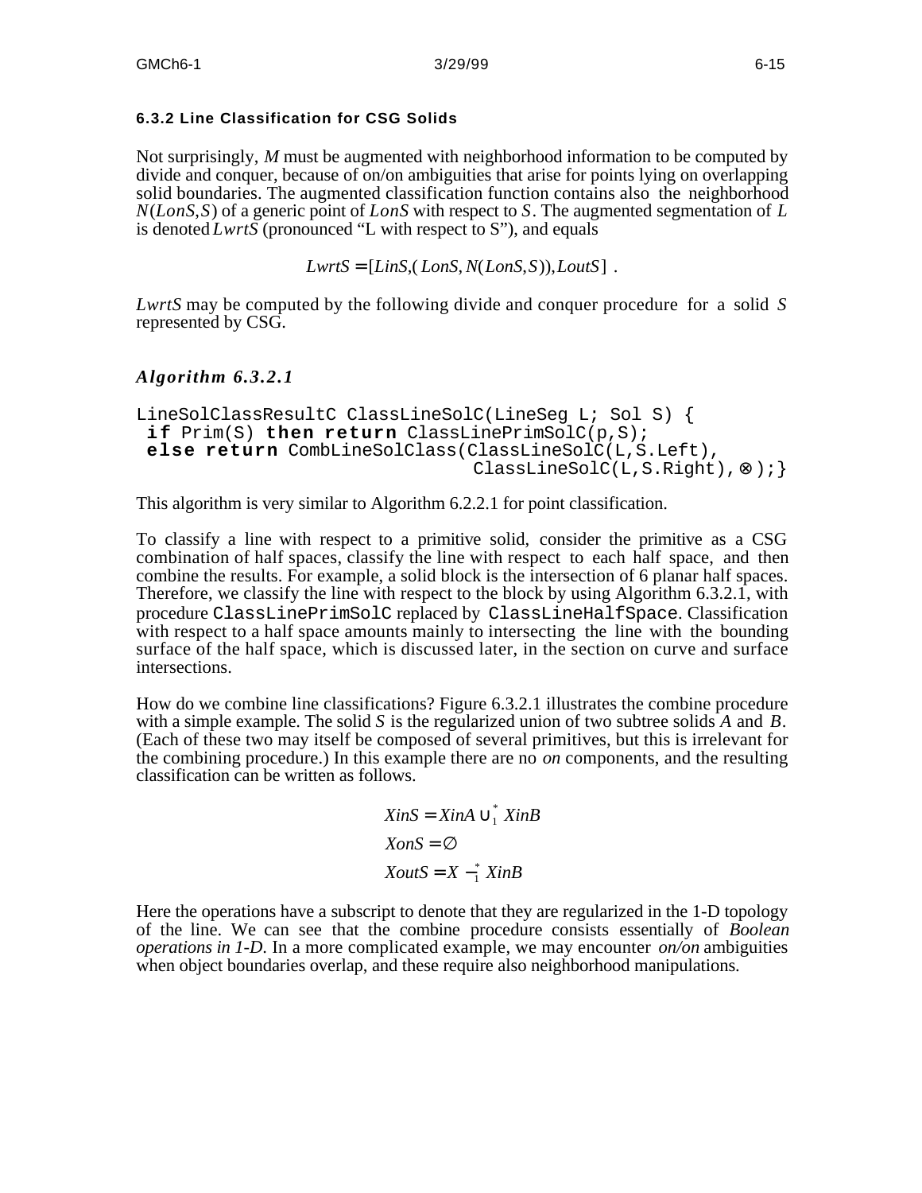### 6.3.2 Line Classification for CSG Solids

Not surprisingly, $M$ must be augmented with neighborhood information to be computed by divide and conquer, because of on/on ambiguities that arise for points lying on overlapping solid boundaries. The augmented classification function contains also the neighborhood $N(LonS, S)$ of a generic point of $LonS$ with respect to $S$. The augmented segmentation of $L$ is denoted $LwrtS$ (pronounced "L with respect to S"), and equals

$$LwrtS = [LinS, (LonS, N(LonS, S)), LoutS] \ .$$

$LwrtS$ may be computed by the following divide and conquer procedure for a solid $S$ represented by CSG.

***Algorithm 6.3.2.1***

```
LineSolClassResultC ClassLineSolC(LineSeg L; Sol S) {
 if Prim(S) then return ClassLinePrimSolC(p,S);
 else return CombLineSolClass(ClassLineSolC(L,S.Left),
                              ClassLineSolC(L,S.Right), ⊗ );}
```

This algorithm is very similar to Algorithm 6.2.2.1 for point classification.

To classify a line with respect to a primitive solid, consider the primitive as a CSG combination of half spaces, classify the line with respect to each half space, and then combine the results. For example, a solid block is the intersection of 6 planar half spaces. Therefore, we classify the line with respect to the block by using Algorithm 6.3.2.1, with procedure `ClassLinePrimSolC` replaced by `ClassLineHalfSpace`. Classification with respect to a half space amounts mainly to intersecting the line with the bounding surface of the half space, which is discussed later, in the section on curve and surface intersections.

How do we combine line classifications? Figure 6.3.2.1 illustrates the combine procedure with a simple example. The solid $S$ is the regularized union of two subtree solids $A$ and $B$. (Each of these two may itself be composed of several primitives, but this is irrelevant for the combining procedure.) In this example there are no *on* components, and the resulting classification can be written as follows.

$$XinS = XinA \cup_1^* XinB$$

$$XonS = \emptyset$$

$$XoutS = X -_1^* XinB$$

Here the operations have a subscript to denote that they are regularized in the 1-D topology of the line. We can see that the combine procedure consists essentially of *Boolean operations in 1-D*. In a more complicated example, we may encounter *on/on* ambiguities when object boundaries overlap, and these require also neighborhood manipulations.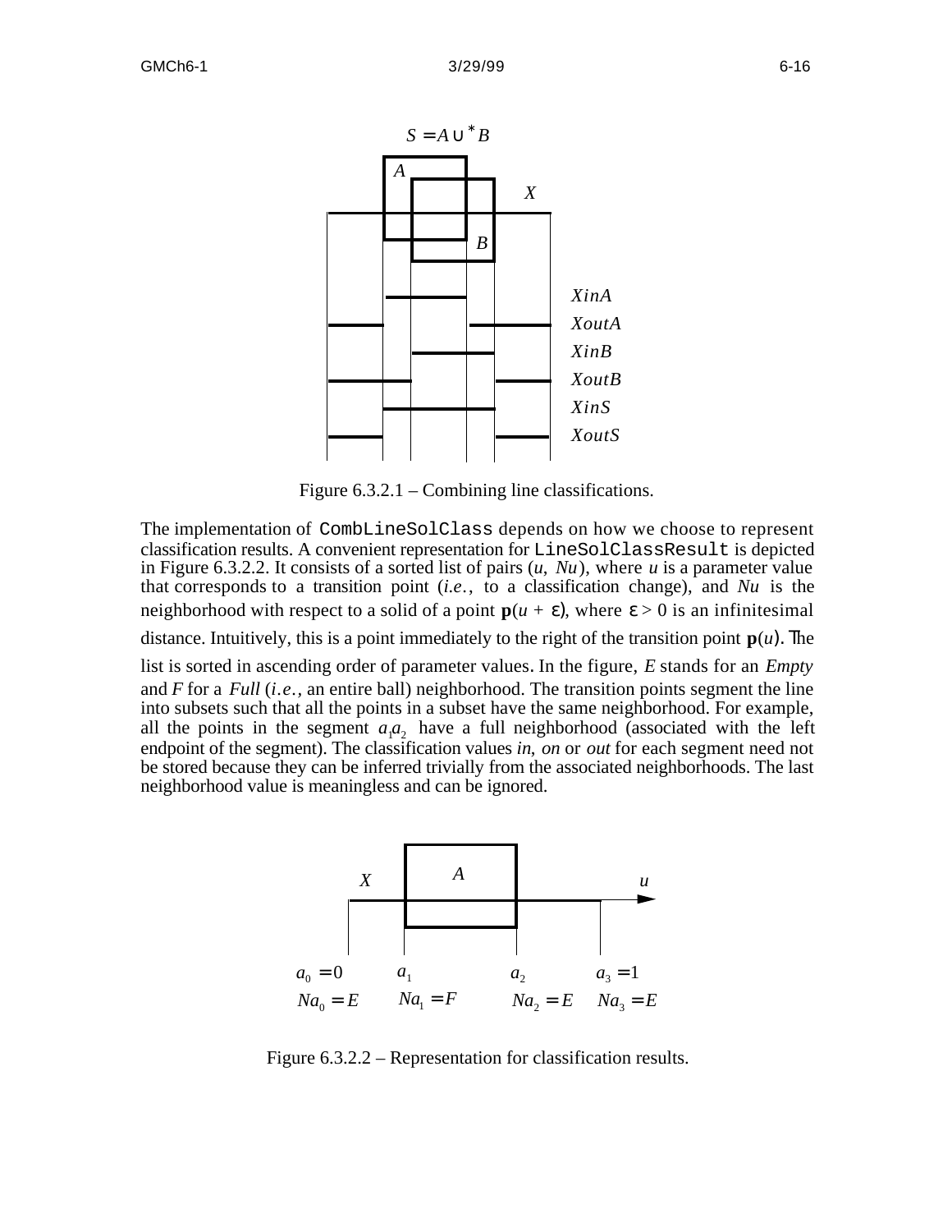Figure 6.3.2.1 – Combining line classifications.

The implementation of `CombLineSolClass` depends on how we choose to represent classification results. A convenient representation for `LineSolClassResult` is depicted in Figure 6.3.2.2. It consists of a sorted list of pairs $(u, Nu)$, where $u$ is a parameter value that corresponds to a transition point (*i.e.*, to a classification change), and $Nu$ is the neighborhood with respect to a solid of a point $\mathbf{p}(u + \varepsilon)$, where $\varepsilon > 0$ is an infinitesimal distance. Intuitively, this is a point immediately to the right of the transition point $\mathbf{p}(u)$. The list is sorted in ascending order of parameter values. In the figure, $E$ stands for an *Empty* and $F$ for a *Full* (*i.e.*, an entire ball) neighborhood. The transition points segment the line into subsets such that all the points in a subset have the same neighborhood. For example, all the points in the segment $a_1a_2$ have a full neighborhood (associated with the left endpoint of the segment). The classification values *in*, *on* or *out* for each segment need not be stored because they can be inferred trivially from the associated neighborhoods. The last neighborhood value is meaningless and can be ignored.

Figure 6.3.2.2 – Representation for classification results.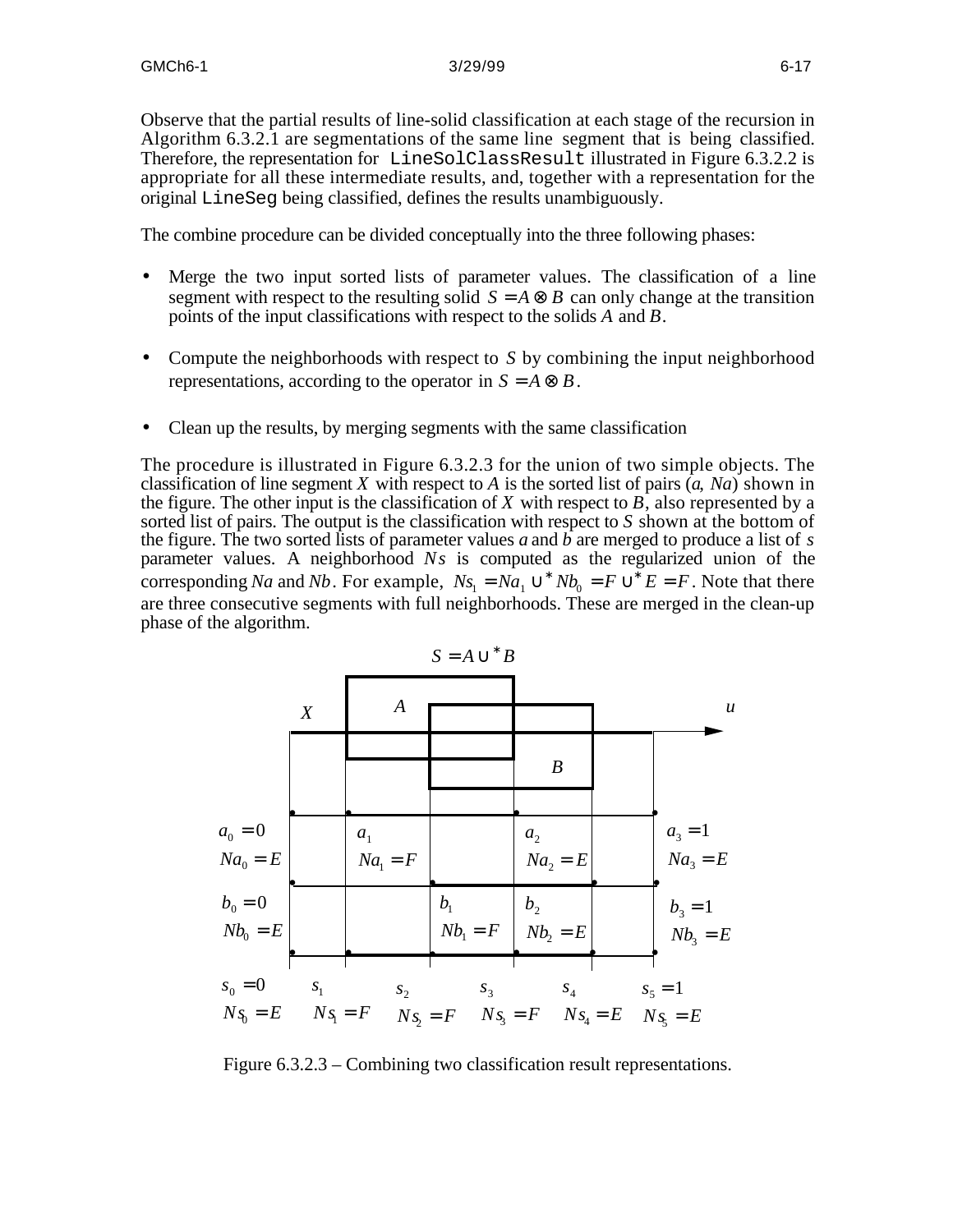Observe that the partial results of line-solid classification at each stage of the recursion in Algorithm 6.3.2.1 are segmentations of the same line segment that is being classified. Therefore, the representation for `LineSolClassResult` illustrated in Figure 6.3.2.2 is appropriate for all these intermediate results, and, together with a representation for the original `LineSeg` being classified, defines the results unambiguously.

The combine procedure can be divided conceptually into the three following phases:

- Merge the two input sorted lists of parameter values. The classification of a line segment with respect to the resulting solid $S = A \otimes B$ can only change at the transition points of the input classifications with respect to the solids $A$ and $B$.

- Compute the neighborhoods with respect to $S$ by combining the input neighborhood representations, according to the operator in $S = A \otimes B$.

- Clean up the results, by merging segments with the same classification

The procedure is illustrated in Figure 6.3.2.3 for the union of two simple objects. The classification of line segment $X$ with respect to $A$ is the sorted list of pairs ($a$, $Na$) shown in the figure. The other input is the classification of $X$ with respect to $B$, also represented by a sorted list of pairs. The output is the classification with respect to $S$ shown at the bottom of the figure. The two sorted lists of parameter values $a$ and $b$ are merged to produce a list of $s$ parameter values. A neighborhood $Ns$ is computed as the regularized union of the corresponding $Na$ and $Nb$. For example, $Ns_1 = Na_1 \cup^* Nb_0 = F \cup^* E = F$. Note that there are three consecutive segments with full neighborhoods. These are merged in the clean-up phase of the algorithm.

$S = A \cup^* B$

$a_0 = 0$, $Na_0 = E$; $a_1$, $Na_1 = F$; $a_2$, $Na_2 = E$; $a_3 = 1$, $Na_3 = E$

$b_0 = 0$, $Nb_0 = E$; $b_1$, $Nb_1 = F$; $b_2$, $Nb_2 = E$; $b_3 = 1$, $Nb_3 = E$

$s_0 = 0$, $Ns_0 = E$; $s_1$, $Ns_1 = F$; $s_2$, $Ns_2 = F$; $s_3$, $Ns_3 = F$; $s_4$, $Ns_4 = E$; $s_5 = 1$, $Ns_5 = E$

Figure 6.3.2.3 – Combining two classification result representations.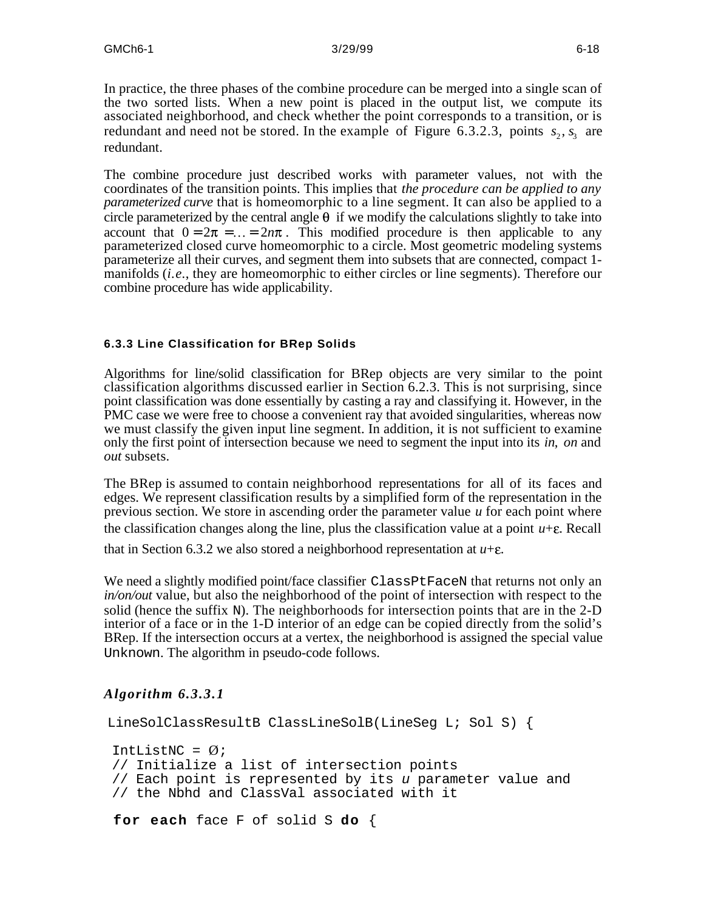In practice, the three phases of the combine procedure can be merged into a single scan of the two sorted lists. When a new point is placed in the output list, we compute its associated neighborhood, and check whether the point corresponds to a transition, or is redundant and need not be stored. In the example of Figure 6.3.2.3, points $s_2, s_3$ are redundant.

The combine procedure just described works with parameter values, not with the coordinates of the transition points. This implies that *the procedure can be applied to any parameterized curve* that is homeomorphic to a line segment. It can also be applied to a circle parameterized by the central angle $\theta$ if we modify the calculations slightly to take into account that $0 = 2\pi = \ldots = 2n\pi$. This modified procedure is then applicable to any parameterized closed curve homeomorphic to a circle. Most geometric modeling systems parameterize all their curves, and segment them into subsets that are connected, compact 1-manifolds (*i.e.*, they are homeomorphic to either circles or line segments). Therefore our combine procedure has wide applicability.

### 6.3.3 Line Classification for BRep Solids

Algorithms for line/solid classification for BRep objects are very similar to the point classification algorithms discussed earlier in Section 6.2.3. This is not surprising, since point classification was done essentially by casting a ray and classifying it. However, in the PMC case we were free to choose a convenient ray that avoided singularities, whereas now we must classify the given input line segment. In addition, it is not sufficient to examine only the first point of intersection because we need to segment the input into its *in*, *on* and *out* subsets.

The BRep is assumed to contain neighborhood representations for all of its faces and edges. We represent classification results by a simplified form of the representation in the previous section. We store in ascending order the parameter value *u* for each point where the classification changes along the line, plus the classification value at a point $u+\varepsilon$. Recall that in Section 6.3.2 we also stored a neighborhood representation at $u+\varepsilon$.

We need a slightly modified point/face classifier `ClassPtFaceN` that returns not only an *in/on/out* value, but also the neighborhood of the point of intersection with respect to the solid (hence the suffix `N`). The neighborhoods for intersection points that are in the 2-D interior of a face or in the 1-D interior of an edge can be copied directly from the solid's BRep. If the intersection occurs at a vertex, the neighborhood is assigned the special value `Unknown`. The algorithm in pseudo-code follows.

***Algorithm 6.3.3.1***

```
LineSolClassResultB ClassLineSolB(LineSeg L; Sol S) {

 IntListNC = Ø;
 // Initialize a list of intersection points
 // Each point is represented by its u parameter value and
 // the Nbhd and ClassVal associated with it

 for each face F of solid S do {
```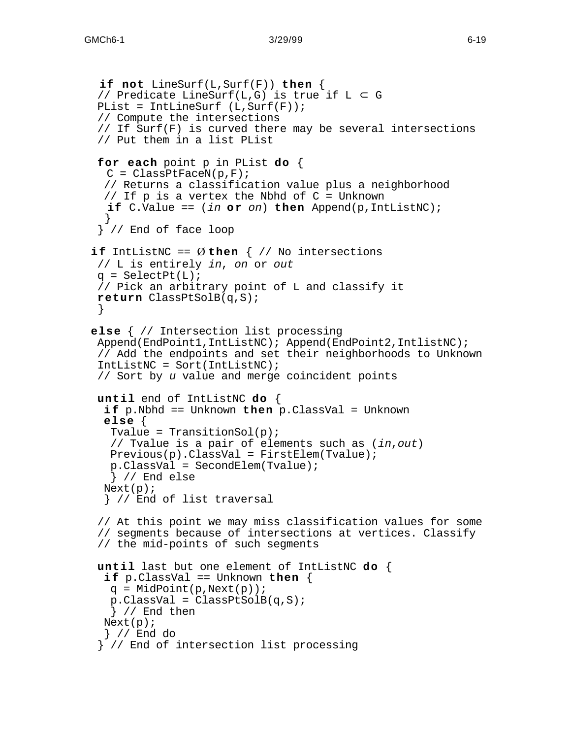```
 if not LineSurf(L,Surf(F)) then {
 // Predicate LineSurf(L,G) is true if L ⊂ G
 PList = IntLineSurf (L,Surf(F));
 // Compute the intersections
 // If Surf(F) is curved there may be several intersections
 // Put them in a list PList

 for each point p in PList do {
  C = ClassPtFaceN(p,F);
  // Returns a classification value plus a neighborhood
  // If p is a vertex the Nbhd of C = Unknown
   if C.Value == (in or on) then Append(p,IntListNC);
  }
 } // End of face loop

if IntListNC == Ø then { // No intersections
 // L is entirely in, on or out
 q = SelectPt(L);
 // Pick an arbitrary point of L and classify it
 return ClassPtSolB(q,S);
 }

else { // Intersection list processing
 Append(EndPoint1,IntListNC); Append(EndPoint2,IntlistNC);
 // Add the endpoints and set their neighborhoods to Unknown
 IntListNC = Sort(IntListNC);
 // Sort by u value and merge coincident points

 until end of IntListNC do {
  if p.Nbhd == Unknown then p.ClassVal = Unknown
  else {
   Tvalue = TransitionSol(p);
   // Tvalue is a pair of elements such as (in,out)
   Previous(p).ClassVal = FirstElem(Tvalue);
   p.ClassVal = SecondElem(Tvalue);
   } // End else
  Next(p);
  } // End of list traversal

 // At this point we may miss classification values for some
 // segments because of intersections at vertices. Classify
 // the mid-points of such segments

 until last but one element of IntListNC do {
  if p.ClassVal == Unknown then {
   q = MidPoint(p,Next(p));
   p.ClassVal = ClassPtSolB(q,S);
   } // End then
  Next(p);
  } // End do
 } // End of intersection list processing
```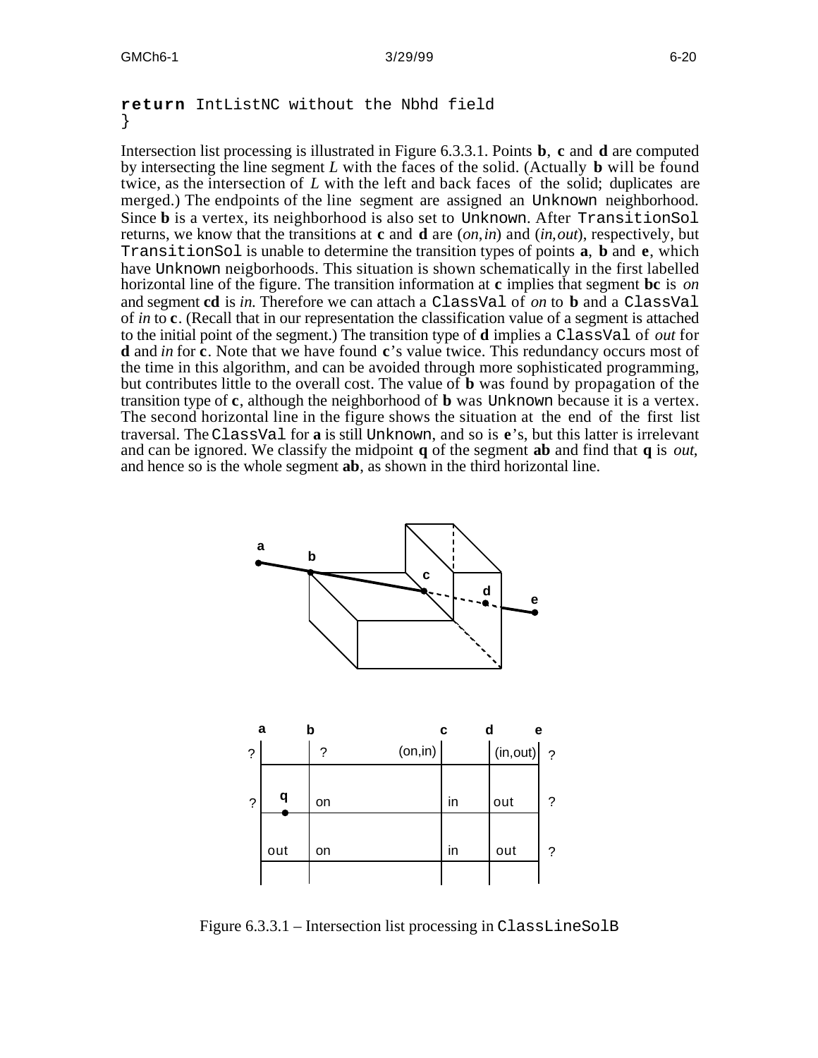```
return IntListNC without the Nbhd field
}
```

Intersection list processing is illustrated in Figure 6.3.3.1. Points **b**, **c** and **d** are computed by intersecting the line segment *L* with the faces of the solid. (Actually **b** will be found twice, as the intersection of *L* with the left and back faces of the solid; duplicates are merged.) The endpoints of the line segment are assigned an `Unknown` neighborhood. Since **b** is a vertex, its neighborhood is also set to `Unknown`. After `TransitionSol` returns, we know that the transitions at **c** and **d** are (*on*,*in*) and (*in*,*out*), respectively, but `TransitionSol` is unable to determine the transition types of points **a**, **b** and **e**, which have `Unknown` neigborhoods. This situation is shown schematically in the first labelled horizontal line of the figure. The transition information at **c** implies that segment **bc** is *on* and segment **cd** is *in*. Therefore we can attach a `ClassVal` of *on* to **b** and a `ClassVal` of *in* to **c**. (Recall that in our representation the classification value of a segment is attached to the initial point of the segment.) The transition type of **d** implies a `ClassVal` of *out* for **d** and *in* for **c**. Note that we have found **c**'s value twice. This redundancy occurs most of the time in this algorithm, and can be avoided through more sophisticated programming, but contributes little to the overall cost. The value of **b** was found by propagation of the transition type of **c**, although the neighborhood of **b** was `Unknown` because it is a vertex. The second horizontal line in the figure shows the situation at the end of the first list traversal. The `ClassVal` for **a** is still `Unknown`, and so is **e**'s, but this latter is irrelevant and can be ignored. We classify the midpoint **q** of the segment **ab** and find that **q** is *out*, and hence so is the whole segment **ab**, as shown in the third horizontal line.

Figure 6.3.3.1 – Intersection list processing in `ClassLineSolB`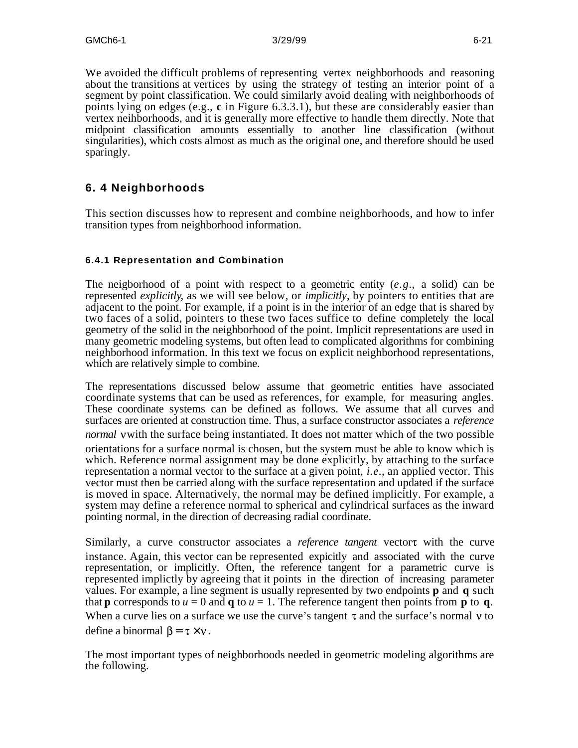We avoided the difficult problems of representing vertex neighborhoods and reasoning about the transitions at vertices by using the strategy of testing an interior point of a segment by point classification. We could similarly avoid dealing with neighborhoods of points lying on edges (e.g., **c** in Figure 6.3.3.1), but these are considerably easier than vertex neihborhoods, and it is generally more effective to handle them directly. Note that midpoint classification amounts essentially to another line classification (without singularities), which costs almost as much as the original one, and therefore should be used sparingly.

## 6. 4 Neighborhoods

This section discusses how to represent and combine neighborhoods, and how to infer transition types from neighborhood information.

### 6.4.1 Representation and Combination

The neigborhood of a point with respect to a geometric entity (*e.g.*, a solid) can be represented *explicitly*, as we will see below, or *implicitly*, by pointers to entities that are adjacent to the point. For example, if a point is in the interior of an edge that is shared by two faces of a solid, pointers to these two faces suffice to define completely the local geometry of the solid in the neighborhood of the point. Implicit representations are used in many geometric modeling systems, but often lead to complicated algorithms for combining neighborhood information. In this text we focus on explicit neighborhood representations, which are relatively simple to combine.

The representations discussed below assume that geometric entities have associated coordinate systems that can be used as references, for example, for measuring angles. These coordinate systems can be defined as follows. We assume that all curves and surfaces are oriented at construction time. Thus, a surface constructor associates a *reference normal* $\nu$ with the surface being instantiated. It does not matter which of the two possible orientations for a surface normal is chosen, but the system must be able to know which is which. Reference normal assignment may be done explicitly, by attaching to the surface representation a normal vector to the surface at a given point, *i.e*., an applied vector. This vector must then be carried along with the surface representation and updated if the surface is moved in space. Alternatively, the normal may be defined implicitly. For example, a system may define a reference normal to spherical and cylindrical surfaces as the inward pointing normal, in the direction of decreasing radial coordinate.

Similarly, a curve constructor associates a *reference tangent* vector $\tau$ with the curve instance. Again, this vector can be represented expicitly and associated with the curve representation, or implicitly. Often, the reference tangent for a parametric curve is represented implictly by agreeing that it points in the direction of increasing parameter values. For example, a line segment is usually represented by two endpoints **p** and **q** such that **p** corresponds to $u = 0$ and **q** to $u = 1$. The reference tangent then points from **p** to **q**. When a curve lies on a surface we use the curve's tangent $\tau$ and the surface's normal $\nu$ to define a binormal $\beta = \tau \times \nu$.

The most important types of neighborhoods needed in geometric modeling algorithms are the following.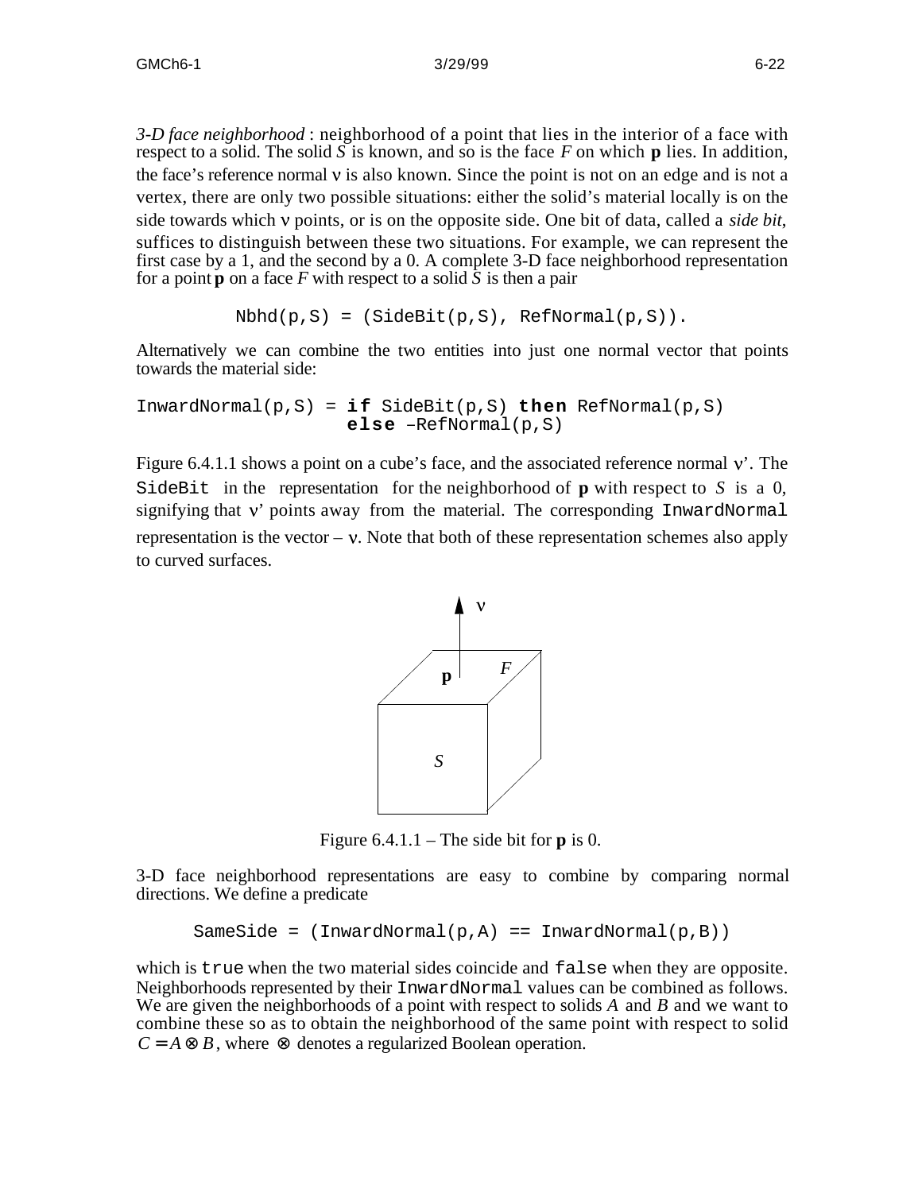*3-D face neighborhood* : neighborhood of a point that lies in the interior of a face with respect to a solid. The solid *S* is known, and so is the face *F* on which **p** lies. In addition, the face's reference normal ν is also known. Since the point is not on an edge and is not a vertex, there are only two possible situations: either the solid's material locally is on the side towards which ν points, or is on the opposite side. One bit of data, called a *side bit*, suffices to distinguish between these two situations. For example, we can represent the first case by a 1, and the second by a 0. A complete 3-D face neighborhood representation for a point **p** on a face *F* with respect to a solid *S* is then a pair

```
Nbhd(p,S) = (SideBit(p,S), RefNormal(p,S)).
```

Alternatively we can combine the two entities into just one normal vector that points towards the material side:

```
InwardNormal(p,S) = if SideBit(p,S) then RefNormal(p,S)
                    else –RefNormal(p,S)
```

Figure 6.4.1.1 shows a point on a cube's face, and the associated reference normal ν'. The `SideBit` in the representation for the neighborhood of **p** with respect to *S* is a 0, signifying that ν' points away from the material. The corresponding `InwardNormal` representation is the vector – ν. Note that both of these representation schemes also apply to curved surfaces.

Figure 6.4.1.1 – The side bit for **p** is 0.

3-D face neighborhood representations are easy to combine by comparing normal directions. We define a predicate

```
SameSide = (InwardNormal(p,A) == InwardNormal(p,B))
```

which is `true` when the two material sides coincide and `false` when they are opposite. Neighborhoods represented by their `InwardNormal` values can be combined as follows. We are given the neighborhoods of a point with respect to solids *A* and *B* and we want to combine these so as to obtain the neighborhood of the same point with respect to solid $C = A \otimes B$, where $\otimes$ denotes a regularized Boolean operation.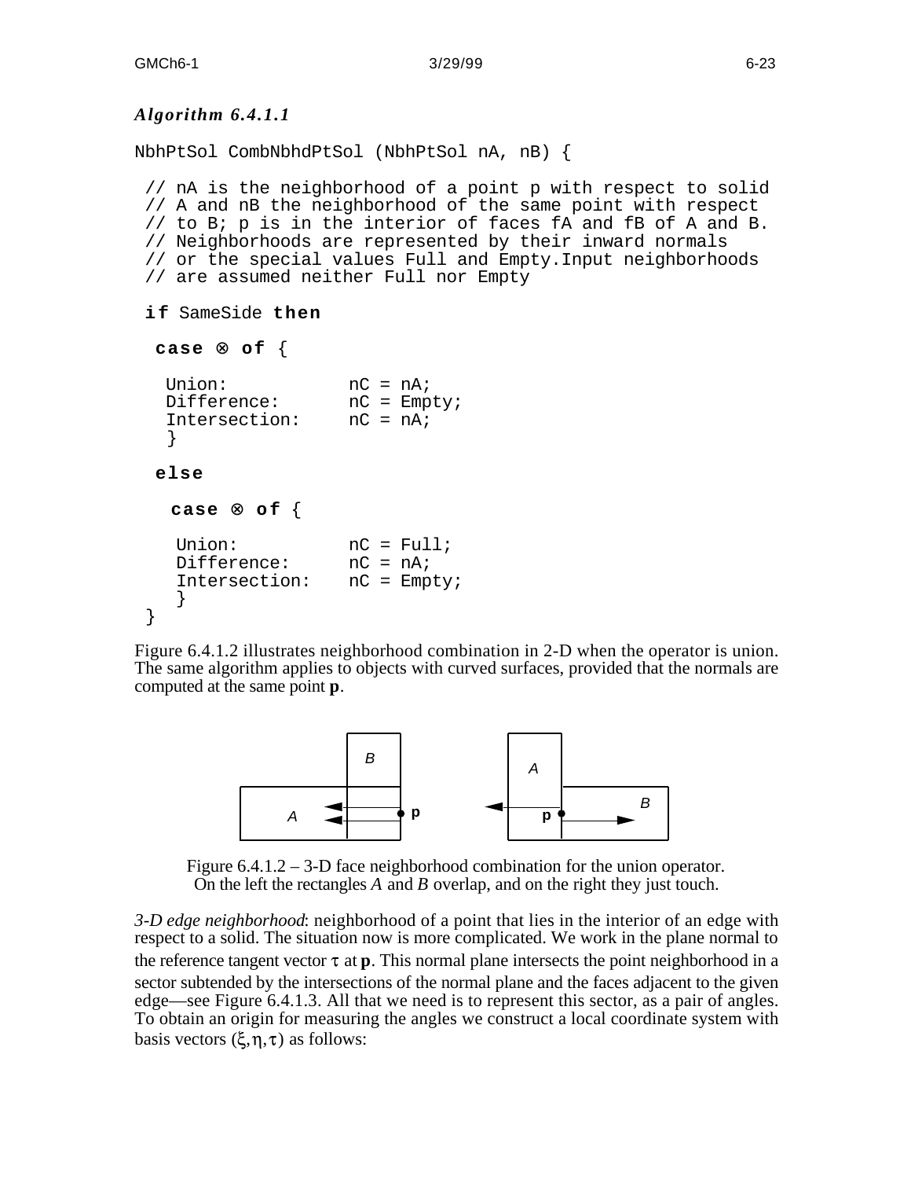*Algorithm 6.4.1.1*

```
NbhPtSol CombNbhdPtSol (NbhPtSol nA, nB) {

 // nA is the neighborhood of a point p with respect to solid
 // A and nB the neighborhood of the same point with respect
 // to B; p is in the interior of faces fA and fB of A and B.
 // Neighborhoods are represented by their inward normals
 // or the special values Full and Empty.Input neighborhoods
 // are assumed neither Full nor Empty

 if SameSide then

  case ⊗ of {

   Union:          nC = nA;
   Difference:     nC = Empty;
   Intersection:   nC = nA;
   }

  else

   case ⊗ of {

    Union:         nC = Full;
    Difference:    nC = nA;
    Intersection:  nC = Empty;
    }
}
```

Figure 6.4.1.2 illustrates neighborhood combination in 2-D when the operator is union. The same algorithm applies to objects with curved surfaces, provided that the normals are computed at the same point **p**.

Figure 6.4.1.2 – 3-D face neighborhood combination for the union operator. On the left the rectangles *A* and *B* overlap, and on the right they just touch.

*3-D edge neighborhood*: neighborhood of a point that lies in the interior of an edge with respect to a solid. The situation now is more complicated. We work in the plane normal to the reference tangent vector $\tau$ at **p**. This normal plane intersects the point neighborhood in a sector subtended by the intersections of the normal plane and the faces adjacent to the given edge—see Figure 6.4.1.3. All that we need is to represent this sector, as a pair of angles. To obtain an origin for measuring the angles we construct a local coordinate system with basis vectors $(\xi,\eta,\tau)$ as follows: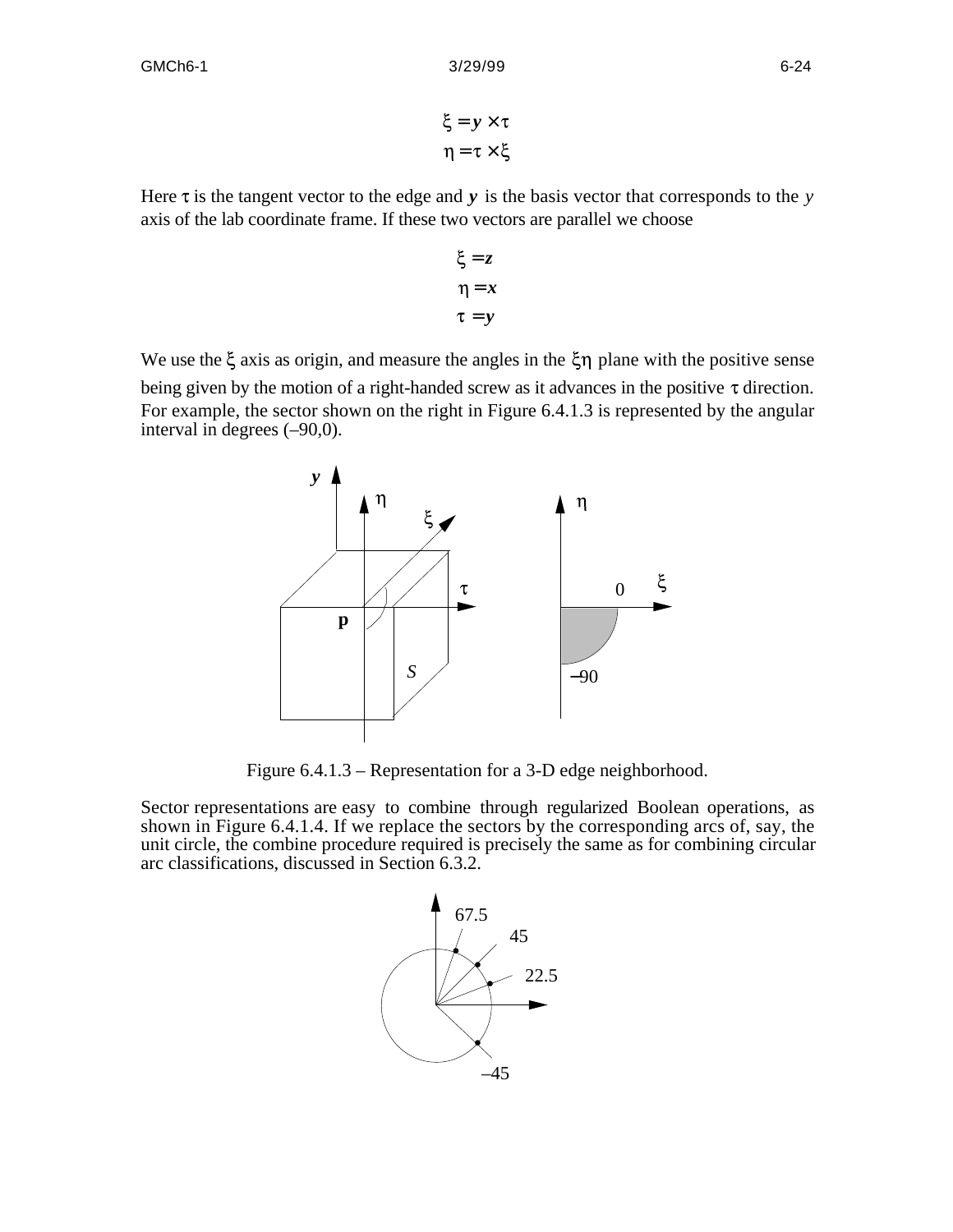$$\xi = \boldsymbol{y} \times \tau$$
$$\eta = \tau \times \xi$$

Here $\tau$ is the tangent vector to the edge and $\boldsymbol{y}$ is the basis vector that corresponds to the $y$ axis of the lab coordinate frame. If these two vectors are parallel we choose

$$\xi = \boldsymbol{z}$$
$$\eta = \boldsymbol{x}$$
$$\tau = \boldsymbol{y}$$

We use the $\xi$ axis as origin, and measure the angles in the $\xi\eta$ plane with the positive sense being given by the motion of a right-handed screw as it advances in the positive $\tau$ direction. For example, the sector shown on the right in Figure 6.4.1.3 is represented by the angular interval in degrees (–90,0).

Figure 6.4.1.3 – Representation for a 3-D edge neighborhood.

Sector representations are easy to combine through regularized Boolean operations, as shown in Figure 6.4.1.4. If we replace the sectors by the corresponding arcs of, say, the unit circle, the combine procedure required is precisely the same as for combining circular arc classifications, discussed in Section 6.3.2.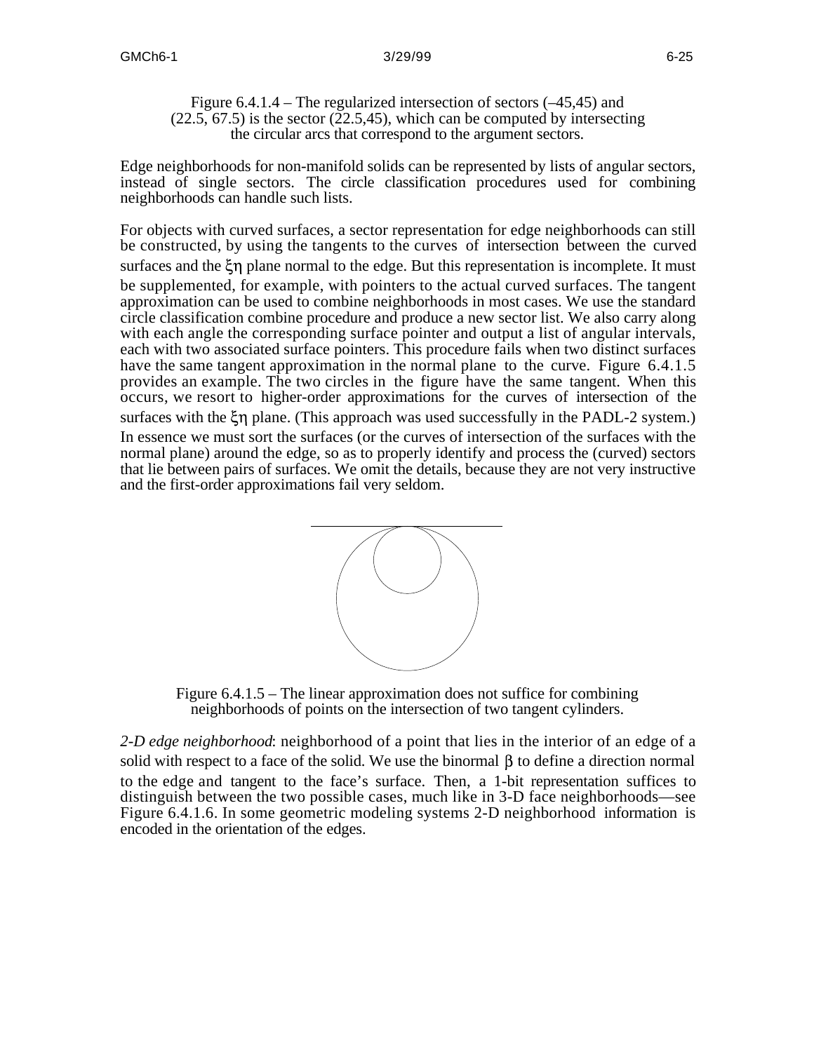Figure 6.4.1.4 – The regularized intersection of sectors (–45,45) and (22.5, 67.5) is the sector (22.5,45), which can be computed by intersecting the circular arcs that correspond to the argument sectors.

Edge neighborhoods for non-manifold solids can be represented by lists of angular sectors, instead of single sectors. The circle classification procedures used for combining neighborhoods can handle such lists.

For objects with curved surfaces, a sector representation for edge neighborhoods can still be constructed, by using the tangents to the curves of intersection between the curved surfaces and the $\xi\eta$ plane normal to the edge. But this representation is incomplete. It must be supplemented, for example, with pointers to the actual curved surfaces. The tangent approximation can be used to combine neighborhoods in most cases. We use the standard circle classification combine procedure and produce a new sector list. We also carry along with each angle the corresponding surface pointer and output a list of angular intervals, each with two associated surface pointers. This procedure fails when two distinct surfaces have the same tangent approximation in the normal plane to the curve. Figure 6.4.1.5 provides an example. The two circles in the figure have the same tangent. When this occurs, we resort to higher-order approximations for the curves of intersection of the surfaces with the $\xi\eta$ plane. (This approach was used successfully in the PADL-2 system.) In essence we must sort the surfaces (or the curves of intersection of the surfaces with the normal plane) around the edge, so as to properly identify and process the (curved) sectors that lie between pairs of surfaces. We omit the details, because they are not very instructive and the first-order approximations fail very seldom.

Figure 6.4.1.5 – The linear approximation does not suffice for combining neighborhoods of points on the intersection of two tangent cylinders.

*2-D edge neighborhood*: neighborhood of a point that lies in the interior of an edge of a solid with respect to a face of the solid. We use the binormal $\beta$ to define a direction normal to the edge and tangent to the face's surface. Then, a 1-bit representation suffices to distinguish between the two possible cases, much like in 3-D face neighborhoods—see Figure 6.4.1.6. In some geometric modeling systems 2-D neighborhood information is encoded in the orientation of the edges.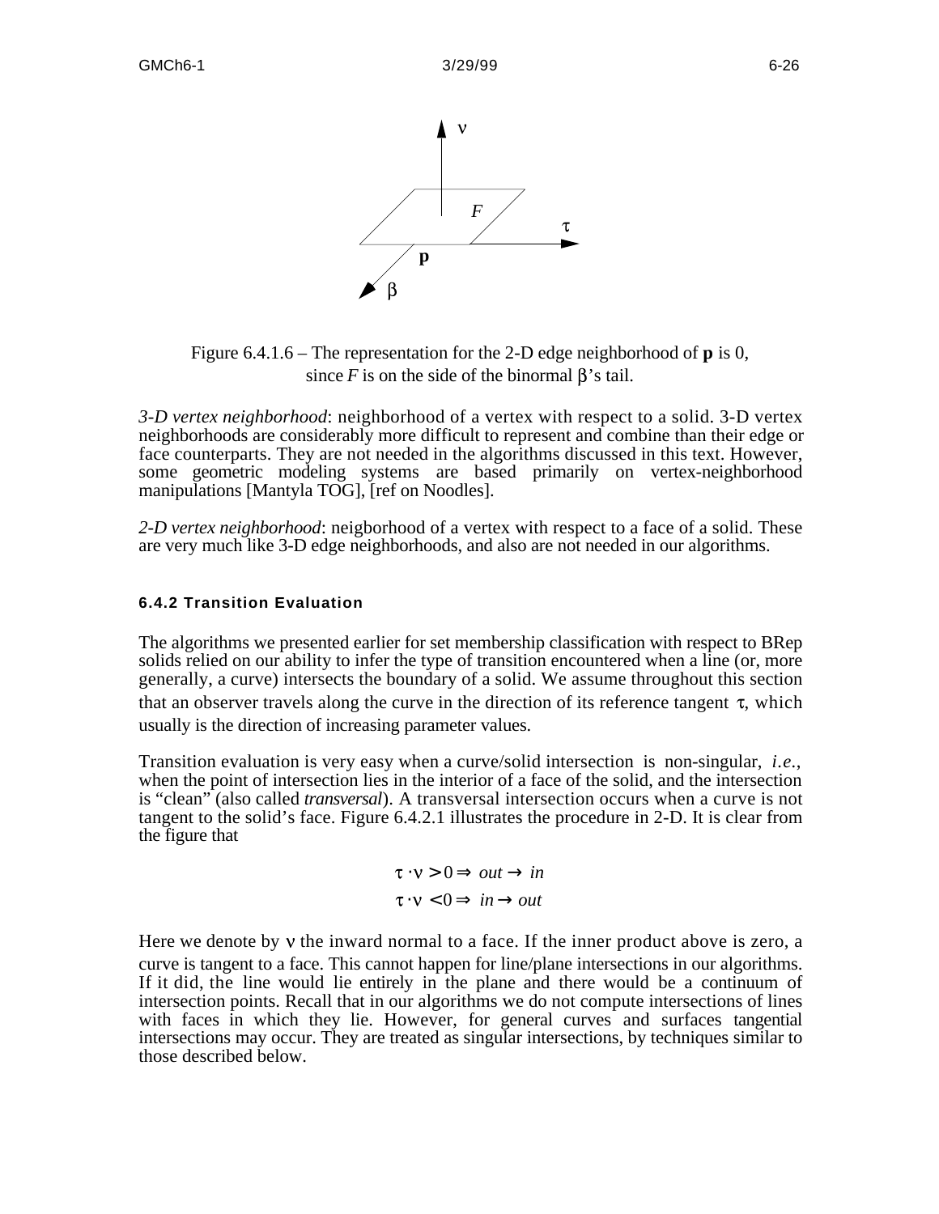Figure 6.4.1.6 – The representation for the 2-D edge neighborhood of **p** is 0, since $F$ is on the side of the binormal $\beta$'s tail.

*3-D vertex neighborhood*: neighborhood of a vertex with respect to a solid. 3-D vertex neighborhoods are considerably more difficult to represent and combine than their edge or face counterparts. They are not needed in the algorithms discussed in this text. However, some geometric modeling systems are based primarily on vertex-neighborhood manipulations [Mantyla TOG], [ref on Noodles].

*2-D vertex neighborhood*: neigborhood of a vertex with respect to a face of a solid. These are very much like 3-D edge neighborhoods, and also are not needed in our algorithms.

### 6.4.2 Transition Evaluation

The algorithms we presented earlier for set membership classification with respect to BRep solids relied on our ability to infer the type of transition encountered when a line (or, more generally, a curve) intersects the boundary of a solid. We assume throughout this section that an observer travels along the curve in the direction of its reference tangent $\tau$, which usually is the direction of increasing parameter values.

Transition evaluation is very easy when a curve/solid intersection is non-singular, *i.e.*, when the point of intersection lies in the interior of a face of the solid, and the intersection is "clean" (also called *transversal*). A transversal intersection occurs when a curve is not tangent to the solid's face. Figure 6.4.2.1 illustrates the procedure in 2-D. It is clear from the figure that

$$\tau \cdot \nu > 0 \Rightarrow \textit{out} \rightarrow \textit{in}$$
$$\tau \cdot \nu < 0 \Rightarrow \textit{in} \rightarrow \textit{out}$$

Here we denote by $\nu$ the inward normal to a face. If the inner product above is zero, a curve is tangent to a face. This cannot happen for line/plane intersections in our algorithms. If it did, the line would lie entirely in the plane and there would be a continuum of intersection points. Recall that in our algorithms we do not compute intersections of lines with faces in which they lie. However, for general curves and surfaces tangential intersections may occur. They are treated as singular intersections, by techniques similar to those described below.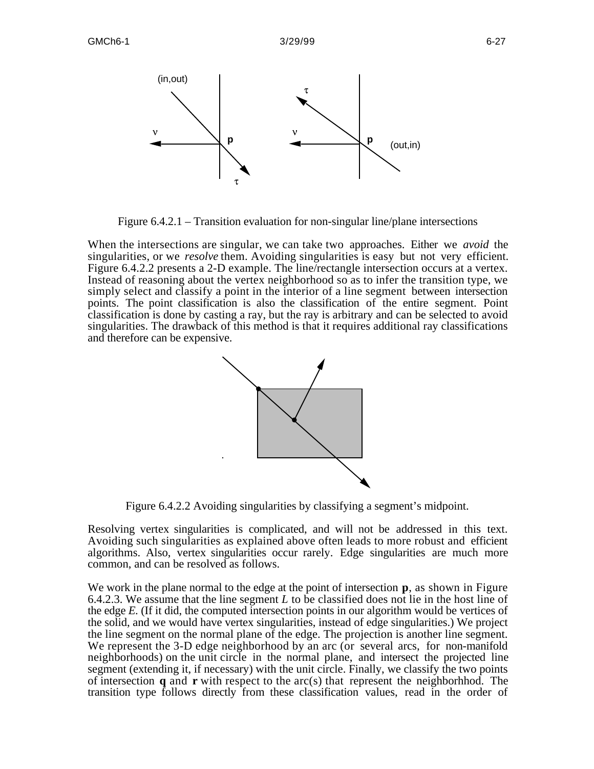Figure 6.4.2.1 – Transition evaluation for non-singular line/plane intersections

When the intersections are singular, we can take two approaches. Either we *avoid* the singularities, or we *resolve* them. Avoiding singularities is easy but not very efficient. Figure 6.4.2.2 presents a 2-D example. The line/rectangle intersection occurs at a vertex. Instead of reasoning about the vertex neighborhood so as to infer the transition type, we simply select and classify a point in the interior of a line segment between intersection points. The point classification is also the classification of the entire segment. Point classification is done by casting a ray, but the ray is arbitrary and can be selected to avoid singularities. The drawback of this method is that it requires additional ray classifications and therefore can be expensive.

Figure 6.4.2.2 Avoiding singularities by classifying a segment's midpoint.

Resolving vertex singularities is complicated, and will not be addressed in this text. Avoiding such singularities as explained above often leads to more robust and efficient algorithms. Also, vertex singularities occur rarely. Edge singularities are much more common, and can be resolved as follows.

We work in the plane normal to the edge at the point of intersection **p**, as shown in Figure 6.4.2.3. We assume that the line segment $L$ to be classified does not lie in the host line of the edge $E$. (If it did, the computed intersection points in our algorithm would be vertices of the solid, and we would have vertex singularities, instead of edge singularities.) We project the line segment on the normal plane of the edge. The projection is another line segment. We represent the 3-D edge neighborhood by an arc (or several arcs, for non-manifold neighborhoods) on the unit circle in the normal plane, and intersect the projected line segment (extending it, if necessary) with the unit circle. Finally, we classify the two points of intersection **q** and **r** with respect to the arc(s) that represent the neighborhhod. The transition type follows directly from these classification values, read in the order of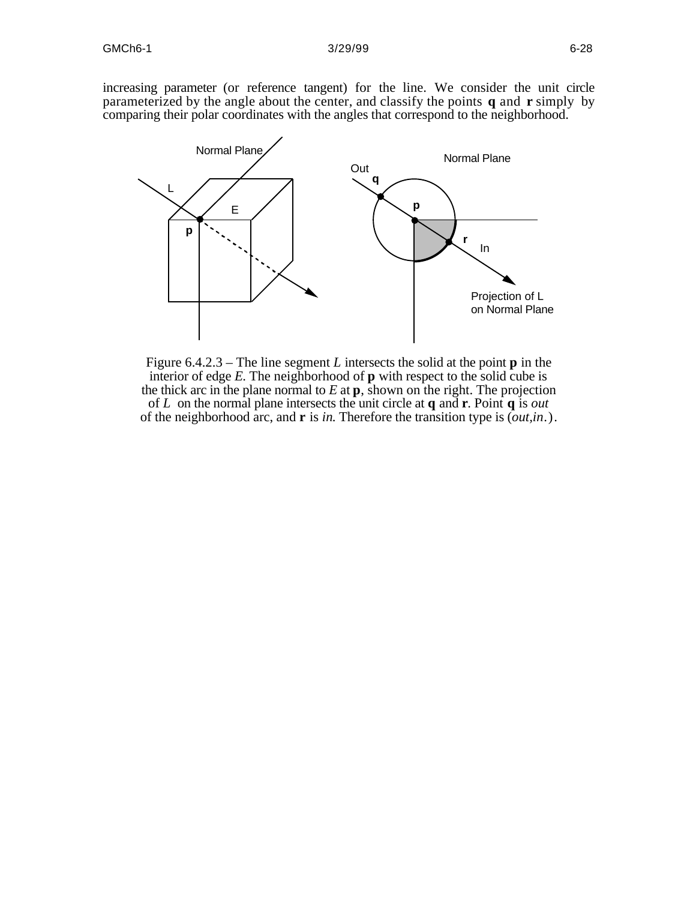increasing parameter (or reference tangent) for the line. We consider the unit circle parameterized by the angle about the center, and classify the points **q** and **r** simply by comparing their polar coordinates with the angles that correspond to the neighborhood.

Normal Plane

L

E

p

Normal Plane

Out

q

p

r

In

Projection of L
on Normal Plane

Figure 6.4.2.3 – The line segment *L* intersects the solid at the point **p** in the interior of edge *E.* The neighborhood of **p** with respect to the solid cube is the thick arc in the plane normal to *E* at **p**, shown on the right. The projection of *L* on the normal plane intersects the unit circle at **q** and **r**. Point **q** is *out* of the neighborhood arc, and **r** is *in.* Therefore the transition type is (*out,in.*).